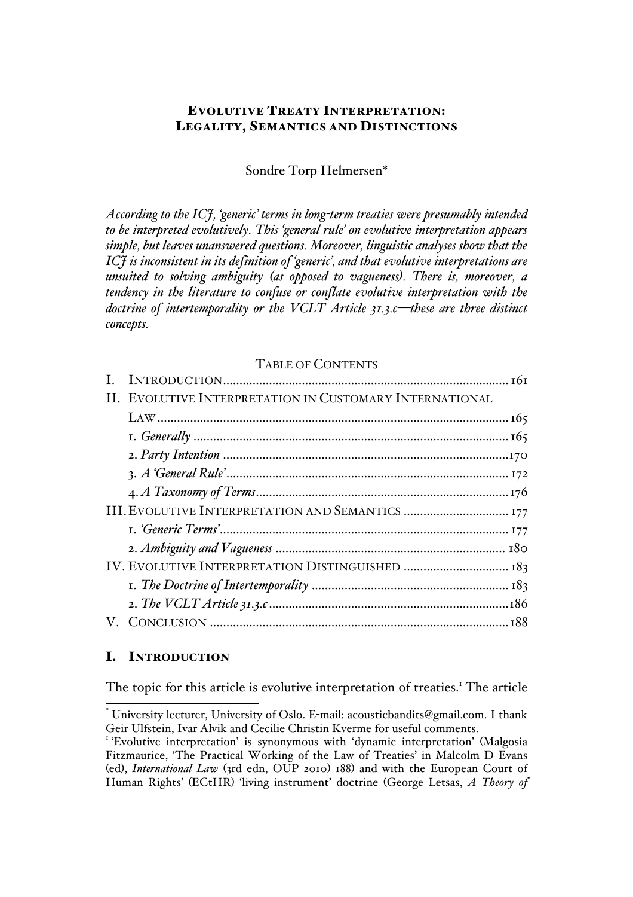# EVOLUTIVE TREATY INTERPRETATION: LEGALITY, SEMANTICS AND DISTINCTIONS

Sondre Torp Helmersen*

*According to the ICJ, 'generic' terms in long-term treaties were presumably intended to be interpreted evolutively. This 'general rule' on evolutive interpretation appears simple, but leaves unanswered questions. Moreover, linguistic analyses show that the ICJ is inconsistent in its definition of 'generic', and that evolutive interpretations are unsuited to solving ambiguity (as opposed to vagueness). There is, moreover, a tendency in the literature to confuse or conflate evolutive interpretation with the doctrine of intertemporality or the VCLT Article 31.3.c—these are three distinct concepts.*

TABLE OF CONTENTS

| | | |
|---|---|---|
| I. | INTRODUCTION | 161 |
| II. | EVOLUTIVE INTERPRETATION IN CUSTOMARY INTERNATIONAL LAW | 165 |
| | 1. *Generally* | 165 |
| | 2. *Party Intention* | 170 |
| | 3. *A 'General Rule'* | 172 |
| | 4. *A Taxonomy of Terms* | 176 |
| III. | EVOLUTIVE INTERPRETATION AND SEMANTICS | 177 |
| | 1. *'Generic Terms'* | 177 |
| | 2. *Ambiguity and Vagueness* | 180 |
| IV. | EVOLUTIVE INTERPRETATION DISTINGUISHED | 183 |
| | 1. *The Doctrine of Intertemporality* | 183 |
| | 2. *The VCLT Article 31.3.c* | 186 |
| V. | CONCLUSION | 188 |

## I. INTRODUCTION

The topic for this article is evolutive interpretation of treaties.[1] The article

---

[*] University lecturer, University of Oslo. E-mail: acousticbandits@gmail.com. I thank Geir Ulfstein, Ivar Alvik and Cecilie Christin Kverme for useful comments.

[1] 'Evolutive interpretation' is synonymous with 'dynamic interpretation' (Malgosia Fitzmaurice, 'The Practical Working of the Law of Treaties' in Malcolm D Evans (ed), *International Law* (3rd edn, OUP 2010) 188) and with the European Court of Human Rights' (ECtHR) 'living instrument' doctrine (George Letsas, *A Theory of*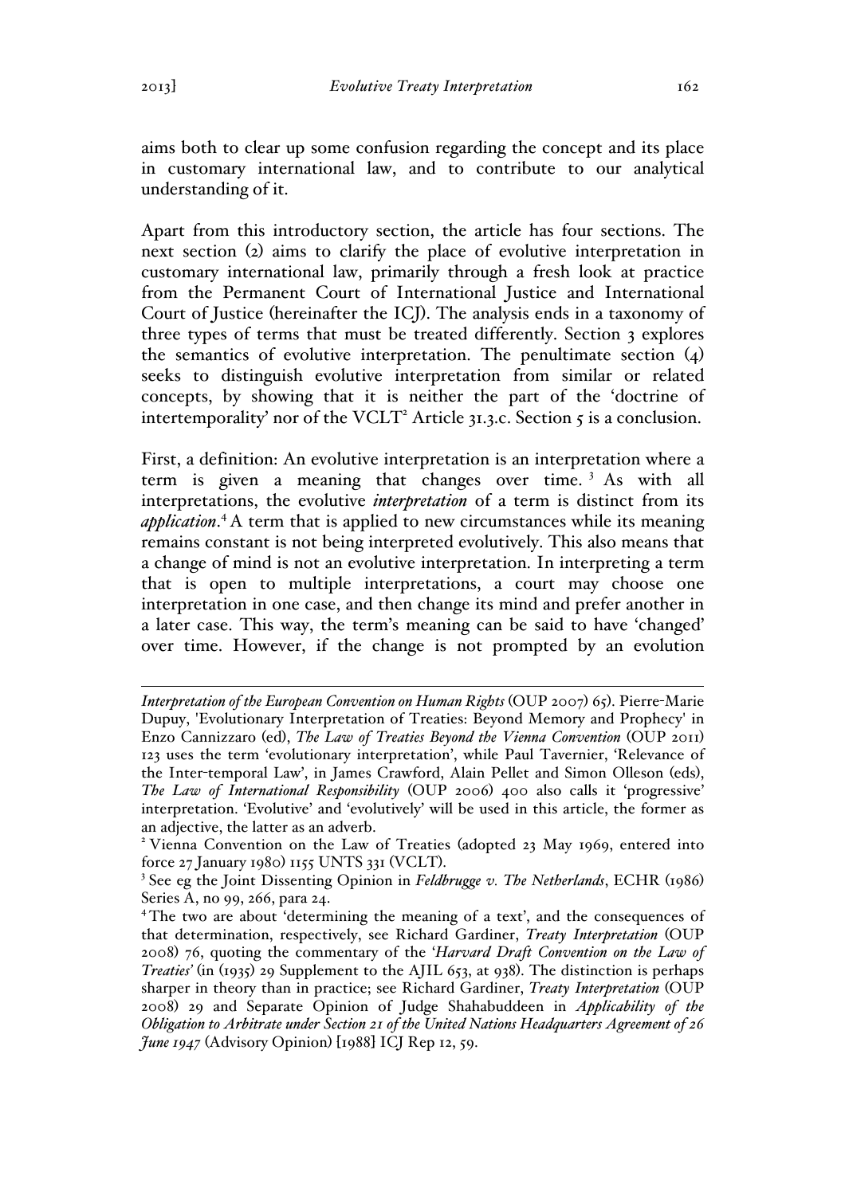aims both to clear up some confusion regarding the concept and its place in customary international law, and to contribute to our analytical understanding of it.

Apart from this introductory section, the article has four sections. The next section (2) aims to clarify the place of evolutive interpretation in customary international law, primarily through a fresh look at practice from the Permanent Court of International Justice and International Court of Justice (hereinafter the ICJ). The analysis ends in a taxonomy of three types of terms that must be treated differently. Section 3 explores the semantics of evolutive interpretation. The penultimate section (4) seeks to distinguish evolutive interpretation from similar or related concepts, by showing that it is neither the part of the 'doctrine of intertemporality' nor of the VCLT[2] Article 31.3.c. Section 5 is a conclusion.

First, a definition: An evolutive interpretation is an interpretation where a term is given a meaning that changes over time.[3] As with all interpretations, the evolutive *interpretation* of a term is distinct from its *application*.[4] A term that is applied to new circumstances while its meaning remains constant is not being interpreted evolutively. This also means that a change of mind is not an evolutive interpretation. In interpreting a term that is open to multiple interpretations, a court may choose one interpretation in one case, and then change its mind and prefer another in a later case. This way, the term's meaning can be said to have 'changed' over time. However, if the change is not prompted by an evolution

---

*Interpretation of the European Convention on Human Rights* (OUP 2007) 65). Pierre-Marie Dupuy, 'Evolutionary Interpretation of Treaties: Beyond Memory and Prophecy' in Enzo Cannizzaro (ed), *The Law of Treaties Beyond the Vienna Convention* (OUP 2011) 123 uses the term 'evolutionary interpretation', while Paul Tavernier, 'Relevance of the Inter-temporal Law', in James Crawford, Alain Pellet and Simon Olleson (eds), *The Law of International Responsibility* (OUP 2006) 400 also calls it 'progressive' interpretation. 'Evolutive' and 'evolutively' will be used in this article, the former as an adjective, the latter as an adverb.

[2] Vienna Convention on the Law of Treaties (adopted 23 May 1969, entered into force 27 January 1980) 1155 UNTS 331 (VCLT).

[3] See eg the Joint Dissenting Opinion in *Feldbrugge v. The Netherlands*, ECHR (1986) Series A, no 99, 266, para 24.

[4] The two are about 'determining the meaning of a text', and the consequences of that determination, respectively, see Richard Gardiner, *Treaty Interpretation* (OUP 2008) 76, quoting the commentary of the '*Harvard Draft Convention on the Law of Treaties*' (in (1935) 29 Supplement to the AJIL 653, at 938). The distinction is perhaps sharper in theory than in practice; see Richard Gardiner, *Treaty Interpretation* (OUP 2008) 29 and Separate Opinion of Judge Shahabuddeen in *Applicability of the Obligation to Arbitrate under Section 21 of the United Nations Headquarters Agreement of 26 June 1947* (Advisory Opinion) [1988] ICJ Rep 12, 59.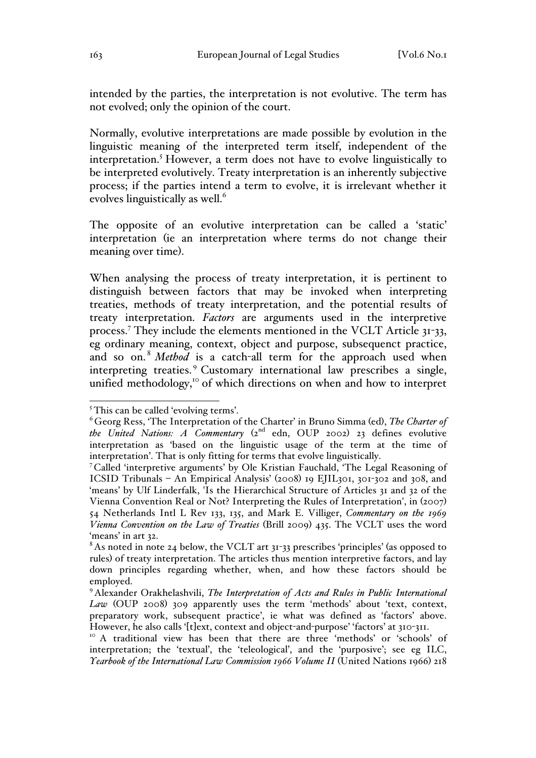intended by the parties, the interpretation is not evolutive. The term has not evolved; only the opinion of the court.

Normally, evolutive interpretations are made possible by evolution in the linguistic meaning of the interpreted term itself, independent of the interpretation.[5] However, a term does not have to evolve linguistically to be interpreted evolutively. Treaty interpretation is an inherently subjective process; if the parties intend a term to evolve, it is irrelevant whether it evolves linguistically as well.[6]

The opposite of an evolutive interpretation can be called a 'static' interpretation (ie an interpretation where terms do not change their meaning over time).

When analysing the process of treaty interpretation, it is pertinent to distinguish between factors that may be invoked when interpreting treaties, methods of treaty interpretation, and the potential results of treaty interpretation. *Factors* are arguments used in the interpretive process.[7] They include the elements mentioned in the VCLT Article 31-33, eg ordinary meaning, context, object and purpose, subsequenct practice, and so on.[8] *Method* is a catch-all term for the approach used when interpreting treaties.[9] Customary international law prescribes a single, unified methodology,[10] of which directions on when and how to interpret

---

[5] This can be called 'evolving terms'.

[6] Georg Ress, 'The Interpretation of the Charter' in Bruno Simma (ed), *The Charter of the United Nations: A Commentary* (2nd edn, OUP 2002) 23 defines evolutive interpretation as 'based on the linguistic usage of the term at the time of interpretation'. That is only fitting for terms that evolve linguistically.

[7] Called 'interpretive arguments' by Ole Kristian Fauchald, 'The Legal Reasoning of ICSID Tribunals – An Empirical Analysis' (2008) 19 EJIL301, 301-302 and 308, and 'means' by Ulf Linderfalk, 'Is the Hierarchical Structure of Articles 31 and 32 of the Vienna Convention Real or Not? Interpreting the Rules of Interpretation', in (2007) 54 Netherlands Intl L Rev 133, 135, and Mark E. Villiger, *Commentary on the 1969 Vienna Convention on the Law of Treaties* (Brill 2009) 435. The VCLT uses the word 'means' in art 32.

[8] As noted in note 24 below, the VCLT art 31-33 prescribes 'principles' (as opposed to rules) of treaty interpretation. The articles thus mention interpretive factors, and lay down principles regarding whether, when, and how these factors should be employed.

[9] Alexander Orakhelashvili, *The Interpretation of Acts and Rules in Public International Law* (OUP 2008) 309 apparently uses the term 'methods' about 'text, context, preparatory work, subsequent practice', ie what was defined as 'factors' above. However, he also calls '[t]ext, context and object-and-purpose' 'factors' at 310-311.

[10] A traditional view has been that there are three 'methods' or 'schools' of interpretation; the 'textual', the 'teleological', and the 'purposive'; see eg ILC, *Yearbook of the International Law Commission 1966 Volume II* (United Nations 1966) 218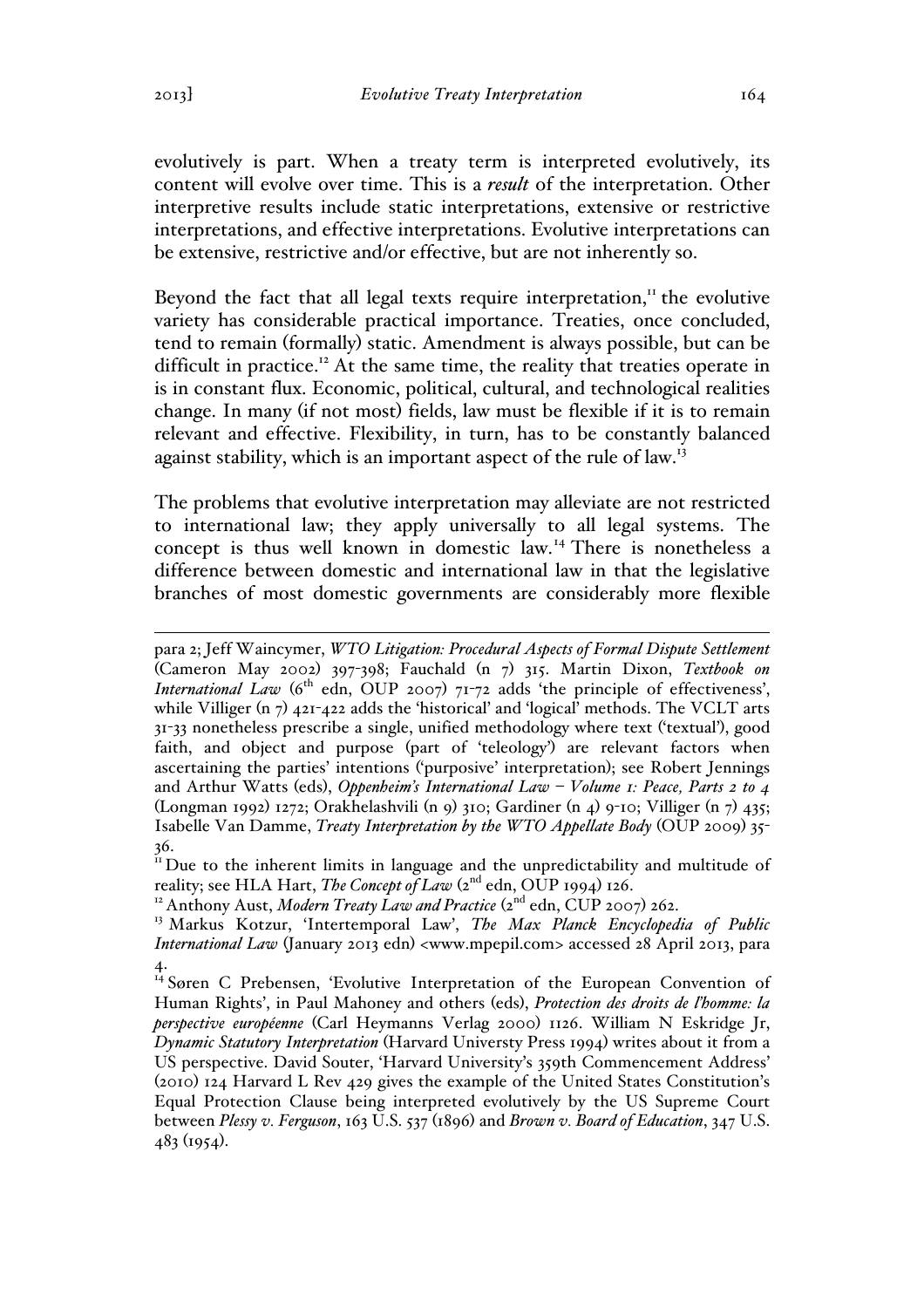evolutively is part. When a treaty term is interpreted evolutively, its content will evolve over time. This is a *result* of the interpretation. Other interpretive results include static interpretations, extensive or restrictive interpretations, and effective interpretations. Evolutive interpretations can be extensive, restrictive and/or effective, but are not inherently so.

Beyond the fact that all legal texts require interpretation,[11] the evolutive variety has considerable practical importance. Treaties, once concluded, tend to remain (formally) static. Amendment is always possible, but can be difficult in practice.[12] At the same time, the reality that treaties operate in is in constant flux. Economic, political, cultural, and technological realities change. In many (if not most) fields, law must be flexible if it is to remain relevant and effective. Flexibility, in turn, has to be constantly balanced against stability, which is an important aspect of the rule of law.[13]

The problems that evolutive interpretation may alleviate are not restricted to international law; they apply universally to all legal systems. The concept is thus well known in domestic law.[14] There is nonetheless a difference between domestic and international law in that the legislative branches of most domestic governments are considerably more flexible

---

para 2; Jeff Waincymer, *WTO Litigation: Procedural Aspects of Formal Dispute Settlement* (Cameron May 2002) 397-398; Fauchald (n 7) 315. Martin Dixon, *Textbook on International Law* (6th edn, OUP 2007) 71-72 adds 'the principle of effectiveness', while Villiger (n 7) 421-422 adds the 'historical' and 'logical' methods. The VCLT arts 31-33 nonetheless prescribe a single, unified methodology where text ('textual'), good faith, and object and purpose (part of 'teleology') are relevant factors when ascertaining the parties' intentions ('purposive' interpretation); see Robert Jennings and Arthur Watts (eds), *Oppenheim's International Law – Volume 1: Peace, Parts 2 to 4* (Longman 1992) 1272; Orakhelashvili (n 9) 310; Gardiner (n 4) 9-10; Villiger (n 7) 435; Isabelle Van Damme, *Treaty Interpretation by the WTO Appellate Body* (OUP 2009) 35-36.

[11] Due to the inherent limits in language and the unpredictability and multitude of reality; see HLA Hart, *The Concept of Law* (2nd edn, OUP 1994) 126.

[12] Anthony Aust, *Modern Treaty Law and Practice* (2nd edn, CUP 2007) 262.

[13] Markus Kotzur, 'Intertemporal Law', *The Max Planck Encyclopedia of Public International Law* (January 2013 edn) <www.mpepil.com> accessed 28 April 2013, para 4.

[14] Søren C Prebensen, 'Evolutive Interpretation of the European Convention of Human Rights', in Paul Mahoney and others (eds), *Protection des droits de l'homme: la perspective européenne* (Carl Heymanns Verlag 2000) 1126. William N Eskridge Jr, *Dynamic Statutory Interpretation* (Harvard Universty Press 1994) writes about it from a US perspective. David Souter, 'Harvard University's 359th Commencement Address' (2010) 124 Harvard L Rev 429 gives the example of the United States Constitution's Equal Protection Clause being interpreted evolutively by the US Supreme Court between *Plessy v. Ferguson*, 163 U.S. 537 (1896) and *Brown v. Board of Education*, 347 U.S. 483 (1954).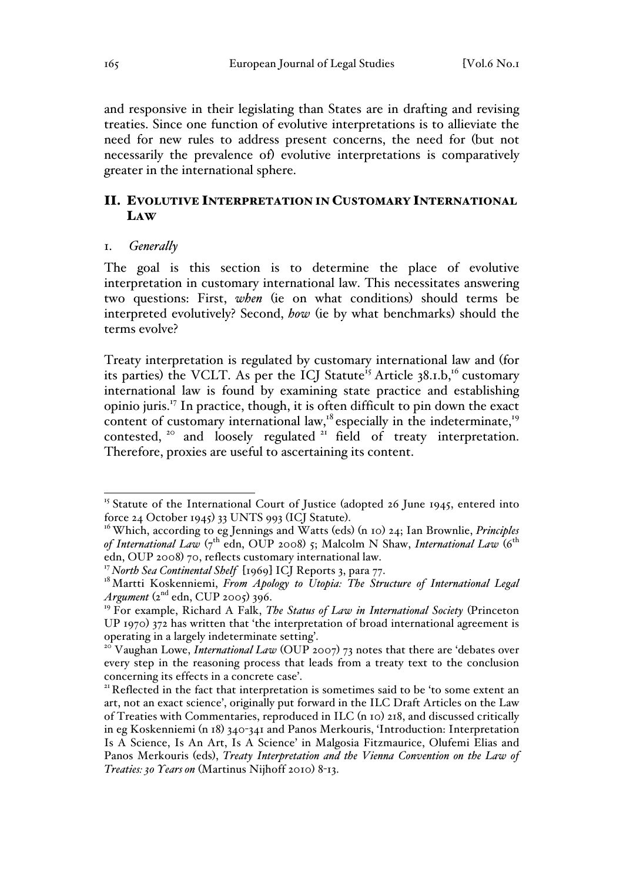and responsive in their legislating than States are in drafting and revising treaties. Since one function of evolutive interpretations is to allieviate the need for new rules to address present concerns, the need for (but not necessarily the prevalence of) evolutive interpretations is comparatively greater in the international sphere.

## II. Evolutive Interpretation in Customary International Law

### 1. *Generally*

The goal is this section is to determine the place of evolutive interpretation in customary international law. This necessitates answering two questions: First, *when* (ie on what conditions) should terms be interpreted evolutively? Second, *how* (ie by what benchmarks) should the terms evolve?

Treaty interpretation is regulated by customary international law and (for its parties) the VCLT. As per the ICJ Statute[15] Article 38.1.b,[16] customary international law is found by examining state practice and establishing opinio juris.[17] In practice, though, it is often difficult to pin down the exact content of customary international law,[18] especially in the indeterminate,[19] contested,[20] and loosely regulated[21] field of treaty interpretation. Therefore, proxies are useful to ascertaining its content.

---

[15] Statute of the International Court of Justice (adopted 26 June 1945, entered into force 24 October 1945) 33 UNTS 993 (ICJ Statute).

[16] Which, according to eg Jennings and Watts (eds) (n 10) 24; Ian Brownlie, *Principles of International Law* (7th edn, OUP 2008) 5; Malcolm N Shaw, *International Law* (6th edn, OUP 2008) 70, reflects customary international law.

[17] *North Sea Continental Shelf* [1969] ICJ Reports 3, para 77.

[18] Martti Koskenniemi, *From Apology to Utopia: The Structure of International Legal Argument* (2nd edn, CUP 2005) 396.

[19] For example, Richard A Falk, *The Status of Law in International Society* (Princeton UP 1970) 372 has written that 'the interpretation of broad international agreement is operating in a largely indeterminate setting'.

[20] Vaughan Lowe, *International Law* (OUP 2007) 73 notes that there are 'debates over every step in the reasoning process that leads from a treaty text to the conclusion concerning its effects in a concrete case'.

[21] Reflected in the fact that interpretation is sometimes said to be 'to some extent an art, not an exact science', originally put forward in the ILC Draft Articles on the Law of Treaties with Commentaries, reproduced in ILC (n 10) 218, and discussed critically in eg Koskenniemi (n 18) 340-341 and Panos Merkouris, 'Introduction: Interpretation Is A Science, Is An Art, Is A Science' in Malgosia Fitzmaurice, Olufemi Elias and Panos Merkouris (eds), *Treaty Interpretation and the Vienna Convention on the Law of Treaties: 30 Years on* (Martinus Nijhoff 2010) 8-13.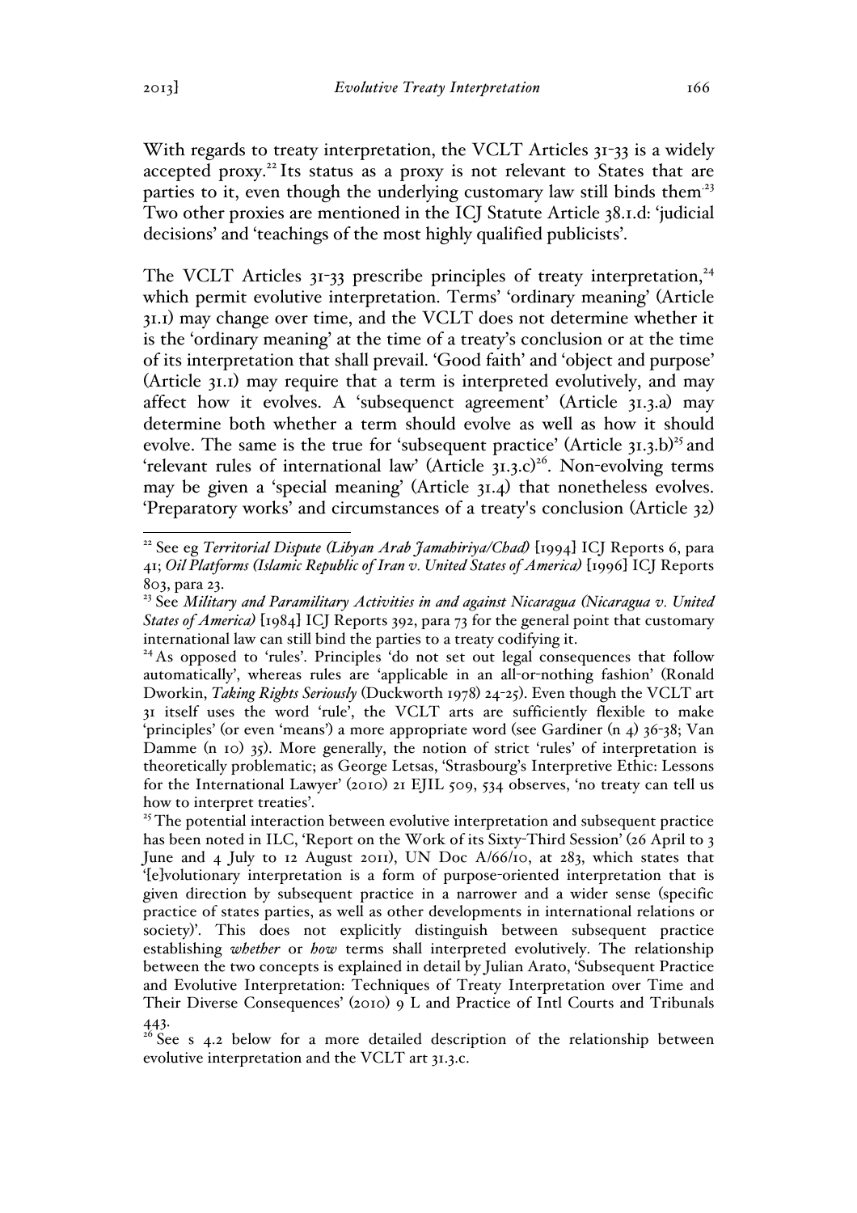With regards to treaty interpretation, the VCLT Articles 31-33 is a widely accepted proxy.[22] Its status as a proxy is not relevant to States that are parties to it, even though the underlying customary law still binds them.[23] Two other proxies are mentioned in the ICJ Statute Article 38.1.d: 'judicial decisions' and 'teachings of the most highly qualified publicists'.

The VCLT Articles 31-33 prescribe principles of treaty interpretation,[24] which permit evolutive interpretation. Terms' 'ordinary meaning' (Article 31.1) may change over time, and the VCLT does not determine whether it is the 'ordinary meaning' at the time of a treaty's conclusion or at the time of its interpretation that shall prevail. 'Good faith' and 'object and purpose' (Article 31.1) may require that a term is interpreted evolutively, and may affect how it evolves. A 'subsequenct agreement' (Article 31.3.a) may determine both whether a term should evolve as well as how it should evolve. The same is the true for 'subsequent practice' (Article 31.3.b)[25] and 'relevant rules of international law' (Article 31.3.c)[26]. Non-evolving terms may be given a 'special meaning' (Article 31.4) that nonetheless evolves. 'Preparatory works' and circumstances of a treaty's conclusion (Article 32)

---

[22] See eg *Territorial Dispute (Libyan Arab Jamahiriya/Chad)* [1994] ICJ Reports 6, para 41; *Oil Platforms (Islamic Republic of Iran v. United States of America)* [1996] ICJ Reports 803, para 23.

[23] See *Military and Paramilitary Activities in and against Nicaragua (Nicaragua v. United States of America)* [1984] ICJ Reports 392, para 73 for the general point that customary international law can still bind the parties to a treaty codifying it.

[24] As opposed to 'rules'. Principles 'do not set out legal consequences that follow automatically', whereas rules are 'applicable in an all-or-nothing fashion' (Ronald Dworkin, *Taking Rights Seriously* (Duckworth 1978) 24-25). Even though the VCLT art 31 itself uses the word 'rule', the VCLT arts are sufficiently flexible to make 'principles' (or even 'means') a more appropriate word (see Gardiner (n 4) 36-38; Van Damme (n 10) 35). More generally, the notion of strict 'rules' of interpretation is theoretically problematic; as George Letsas, 'Strasbourg's Interpretive Ethic: Lessons for the International Lawyer' (2010) 21 EJIL 509, 534 observes, 'no treaty can tell us how to interpret treaties'.

[25] The potential interaction between evolutive interpretation and subsequent practice has been noted in ILC, 'Report on the Work of its Sixty-Third Session' (26 April to 3 June and 4 July to 12 August 2011), UN Doc A/66/10, at 283, which states that '[e]volutionary interpretation is a form of purpose-oriented interpretation that is given direction by subsequent practice in a narrower and a wider sense (specific practice of states parties, as well as other developments in international relations or society)'. This does not explicitly distinguish between subsequent practice establishing *whether* or *how* terms shall interpreted evolutively. The relationship between the two concepts is explained in detail by Julian Arato, 'Subsequent Practice and Evolutive Interpretation: Techniques of Treaty Interpretation over Time and Their Diverse Consequences' (2010) 9 L and Practice of Intl Courts and Tribunals 443.

[26] See s 4.2 below for a more detailed description of the relationship between evolutive interpretation and the VCLT art 31.3.c.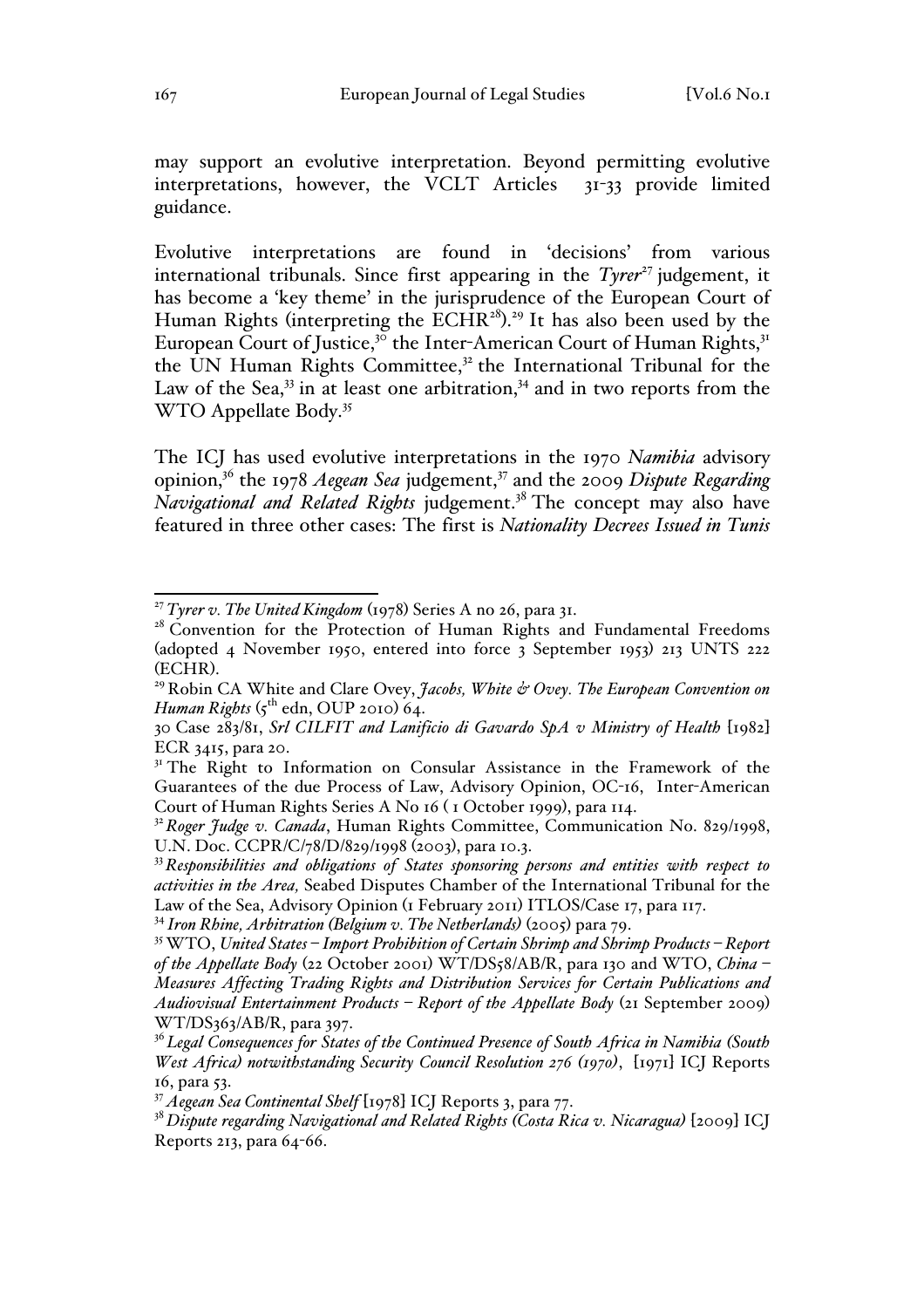may support an evolutive interpretation. Beyond permitting evolutive interpretations, however, the VCLT Articles 31-33 provide limited guidance.

Evolutive interpretations are found in 'decisions' from various international tribunals. Since first appearing in the *Tyrer*[27] judgement, it has become a 'key theme' in the jurisprudence of the European Court of Human Rights (interpreting the ECHR[28]).[29] It has also been used by the European Court of Justice,[30] the Inter-American Court of Human Rights,[31] the UN Human Rights Committee,[32] the International Tribunal for the Law of the Sea,[33] in at least one arbitration,[34] and in two reports from the WTO Appellate Body.[35]

The ICJ has used evolutive interpretations in the 1970 *Namibia* advisory opinion,[36] the 1978 *Aegean Sea* judgement,[37] and the 2009 *Dispute Regarding Navigational and Related Rights* judgement.[38] The concept may also have featured in three other cases: The first is *Nationality Decrees Issued in Tunis*

---

[27] *Tyrer v. The United Kingdom* (1978) Series A no 26, para 31.

[28] Convention for the Protection of Human Rights and Fundamental Freedoms (adopted 4 November 1950, entered into force 3 September 1953) 213 UNTS 222 (ECHR).

[29] Robin CA White and Clare Ovey, *Jacobs, White & Ovey. The European Convention on Human Rights* (5th edn, OUP 2010) 64.

30 Case 283/81, *Srl CILFIT and Lanificio di Gavardo SpA v Ministry of Health* [1982] ECR 3415, para 20.

[31] The Right to Information on Consular Assistance in the Framework of the Guarantees of the due Process of Law, Advisory Opinion, OC-16, Inter-American Court of Human Rights Series A No 16 ( 1 October 1999), para 114.

[32] *Roger Judge v. Canada*, Human Rights Committee, Communication No. 829/1998, U.N. Doc. CCPR/C/78/D/829/1998 (2003), para 10.3.

[33] *Responsibilities and obligations of States sponsoring persons and entities with respect to activities in the Area,* Seabed Disputes Chamber of the International Tribunal for the Law of the Sea, Advisory Opinion (1 February 2011) ITLOS/Case 17, para 117.

[34] *Iron Rhine, Arbitration (Belgium v. The Netherlands)* (2005) para 79.

[35] WTO, *United States – Import Prohibition of Certain Shrimp and Shrimp Products – Report of the Appellate Body* (22 October 2001) WT/DS58/AB/R, para 130 and WTO, *China – Measures Affecting Trading Rights and Distribution Services for Certain Publications and Audiovisual Entertainment Products – Report of the Appellate Body* (21 September 2009) WT/DS363/AB/R, para 397.

[36] *Legal Consequences for States of the Continued Presence of South Africa in Namibia (South West Africa) notwithstanding Security Council Resolution 276 (1970)*, [1971] ICJ Reports 16, para 53.

[37] *Aegean Sea Continental Shelf* [1978] ICJ Reports 3, para 77.

[38] *Dispute regarding Navigational and Related Rights (Costa Rica v. Nicaragua)* [2009] ICJ Reports 213, para 64-66.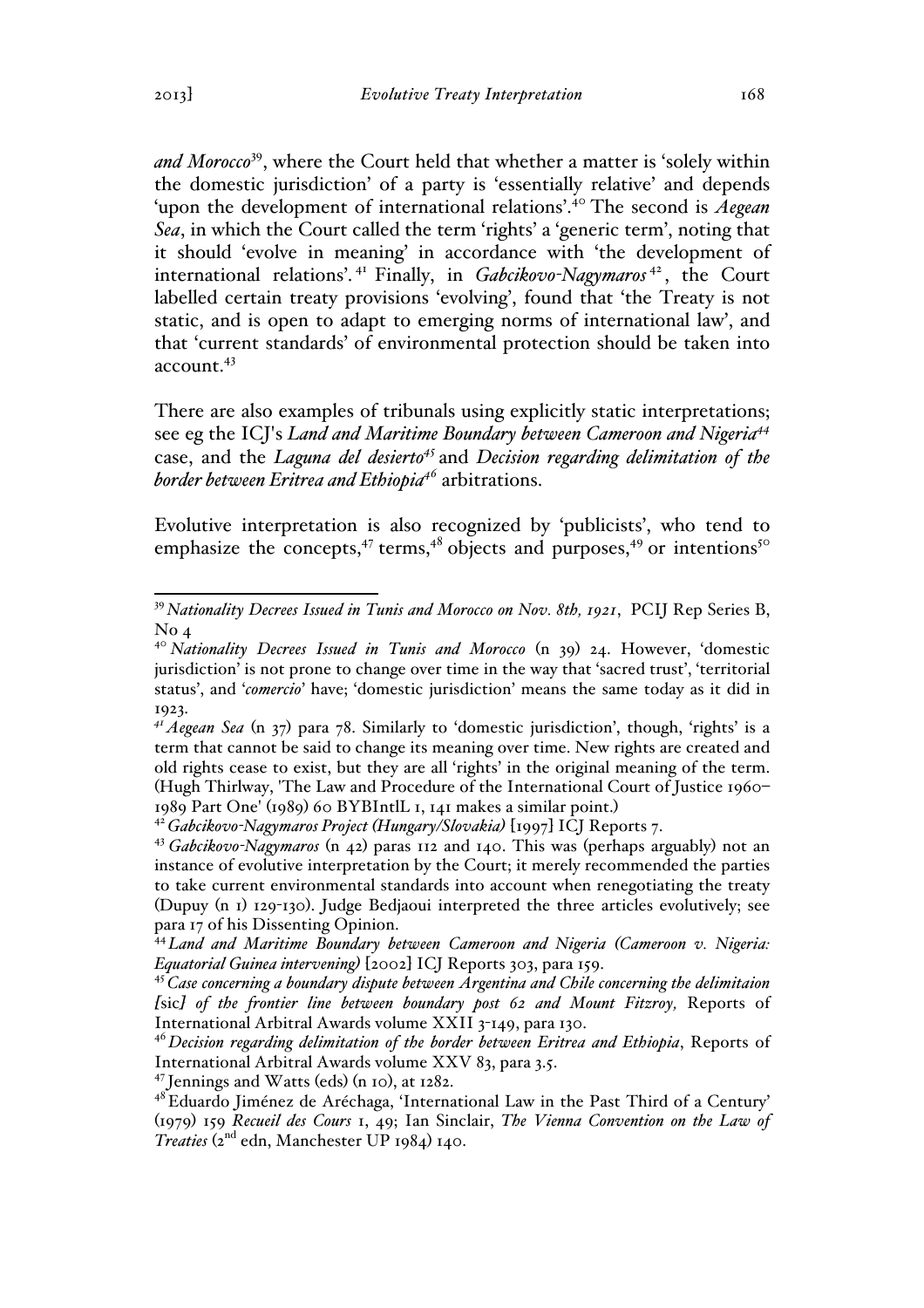*and Morocco*[39], where the Court held that whether a matter is 'solely within the domestic jurisdiction' of a party is 'essentially relative' and depends 'upon the development of international relations'.[40] The second is *Aegean Sea*, in which the Court called the term 'rights' a 'generic term', noting that it should 'evolve in meaning' in accordance with 'the development of international relations'.[41] Finally, in *Gabcikovo-Nagymaros*[42], the Court labelled certain treaty provisions 'evolving', found that 'the Treaty is not static, and is open to adapt to emerging norms of international law', and that 'current standards' of environmental protection should be taken into account.[43]

There are also examples of tribunals using explicitly static interpretations; see eg the ICJ's *Land and Maritime Boundary between Cameroon and Nigeria*[44] case, and the *Laguna del desierto*[45] and *Decision regarding delimitation of the border between Eritrea and Ethiopia*[46] arbitrations.

Evolutive interpretation is also recognized by 'publicists', who tend to emphasize the concepts,[47] terms,[48] objects and purposes,[49] or intentions[50]

---

[39] *Nationality Decrees Issued in Tunis and Morocco on Nov. 8th, 1921*, PCIJ Rep Series B, No 4

[40] *Nationality Decrees Issued in Tunis and Morocco* (n 39) 24. However, 'domestic jurisdiction' is not prone to change over time in the way that 'sacred trust', 'territorial status', and '*comercio*' have; 'domestic jurisdiction' means the same today as it did in 1923.

[41] *Aegean Sea* (n 37) para 78. Similarly to 'domestic jurisdiction', though, 'rights' is a term that cannot be said to change its meaning over time. New rights are created and old rights cease to exist, but they are all 'rights' in the original meaning of the term. (Hugh Thirlway, 'The Law and Procedure of the International Court of Justice 1960–1989 Part One' (1989) 60 BYBIntlL 1, 141 makes a similar point.)

[42] *Gabcikovo-Nagymaros Project (Hungary/Slovakia)* [1997] ICJ Reports 7.

[43] *Gabcikovo-Nagymaros* (n 42) paras 112 and 140. This was (perhaps arguably) not an instance of evolutive interpretation by the Court; it merely recommended the parties to take current environmental standards into account when renegotiating the treaty (Dupuy (n 1) 129-130). Judge Bedjaoui interpreted the three articles evolutively; see para 17 of his Dissenting Opinion.

[44] *Land and Maritime Boundary between Cameroon and Nigeria (Cameroon v. Nigeria: Equatorial Guinea intervening)* [2002] ICJ Reports 303, para 159.

[45] *Case concerning a boundary dispute between Argentina and Chile concerning the delimitaion [*sic*] of the frontier line between boundary post 62 and Mount Fitzroy,* Reports of International Arbitral Awards volume XXII 3-149, para 130.

[46] *Decision regarding delimitation of the border between Eritrea and Ethiopia*, Reports of International Arbitral Awards volume XXV 83, para 3.5.

[47] Jennings and Watts (eds) (n 10), at 1282.

[48] Eduardo Jiménez de Aréchaga, 'International Law in the Past Third of a Century' (1979) 159 *Recueil des Cours* 1, 49; Ian Sinclair, *The Vienna Convention on the Law of Treaties* (2nd edn, Manchester UP 1984) 140.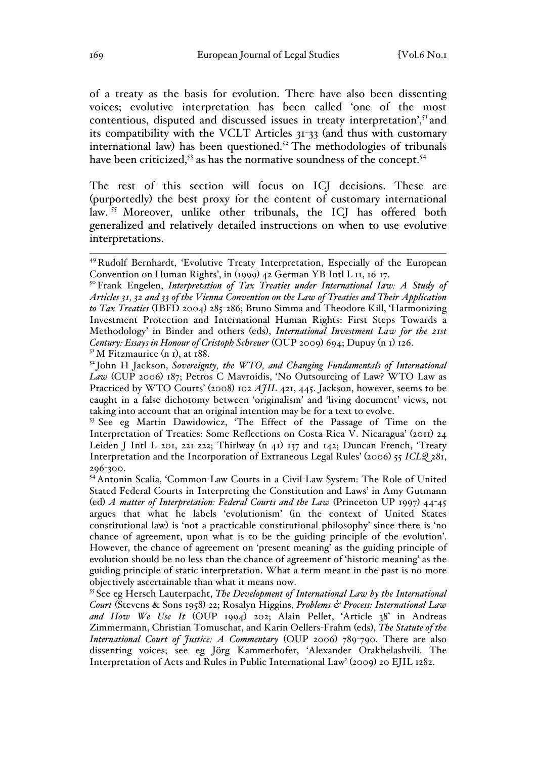of a treaty as the basis for evolution. There have also been dissenting voices; evolutive interpretation has been called 'one of the most contentious, disputed and discussed issues in treaty interpretation',[51] and its compatibility with the VCLT Articles 31-33 (and thus with customary international law) has been questioned.[52] The methodologies of tribunals have been criticized,[53] as has the normative soundness of the concept.[54]

The rest of this section will focus on ICJ decisions. These are (purportedly) the best proxy for the content of customary international law.[55] Moreover, unlike other tribunals, the ICJ has offered both generalized and relatively detailed instructions on when to use evolutive interpretations.

---

[49] Rudolf Bernhardt, 'Evolutive Treaty Interpretation, Especially of the European Convention on Human Rights', in (1999) 42 German YB Intl L 11, 16-17.

[50] Frank Engelen, *Interpretation of Tax Treaties under International Iaw: A Study of Articles 31, 32 and 33 of the Vienna Convention on the Law of Treaties and Their Application to Tax Treaties* (IBFD 2004) 285-286; Bruno Simma and Theodore Kill, 'Harmonizing Investment Protection and International Human Rights: First Steps Towards a Methodology' in Binder and others (eds), *International Investment Law for the 21st Century: Essays in Honour of Cristoph Schreuer* (OUP 2009) 694; Dupuy (n 1) 126.

[51] M Fitzmaurice (n 1), at 188.

[52] John H Jackson, *Sovereignty, the WTO, and Changing Fundamentals of International Law* (CUP 2006) 187; Petros C Mavroidis, 'No Outsourcing of Law? WTO Law as Practiced by WTO Courts' (2008) 102 *AJIL* 421, 445. Jackson, however, seems to be caught in a false dichotomy between 'originalism' and 'living document' views, not taking into account that an original intention may be for a text to evolve.

[53] See eg Martin Dawidowicz, 'The Effect of the Passage of Time on the Interpretation of Treaties: Some Reflections on Costa Rica V. Nicaragua' (2011) 24 Leiden J Intl L 201, 221-222; Thirlway (n 41) 137 and 142; Duncan French, 'Treaty Interpretation and the Incorporation of Extraneous Legal Rules' (2006) 55 *ICLQ* 281, 296-300.

[54] Antonin Scalia, 'Common-Law Courts in a Civil-Law System: The Role of United Stated Federal Courts in Interpreting the Constitution and Laws' in Amy Gutmann (ed) *A matter of Interpretation: Federal Courts and the Law* (Princeton UP 1997) 44-45 argues that what he labels 'evolutionism' (in the context of United States constitutional law) is 'not a practicable constitutional philosophy' since there is 'no chance of agreement, upon what is to be the guiding principle of the evolution'. However, the chance of agreement on 'present meaning' as the guiding principle of evolution should be no less than the chance of agreement of 'historic meaning' as the guiding principle of static interpretation. What a term meant in the past is no more objectively ascertainable than what it means now.

[55] See eg Hersch Lauterpacht, *The Development of International Law by the International Court* (Stevens & Sons 1958) 22; Rosalyn Higgins, *Problems & Process: International Law and How We Use It* (OUP 1994) 202; Alain Pellet, 'Article 38' in Andreas Zimmermann, Christian Tomuschat, and Karin Oellers-Frahm (eds), *The Statute of the International Court of Justice: A Commentary* (OUP 2006) 789-790. There are also dissenting voices; see eg Jörg Kammerhofer, 'Alexander Orakhelashvili. The Interpretation of Acts and Rules in Public International Law' (2009) 20 EJIL 1282.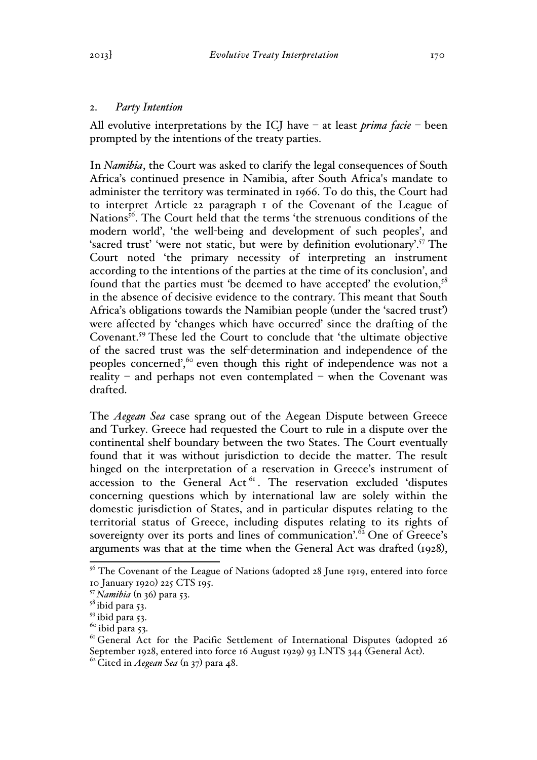### 2. *Party Intention*

All evolutive interpretations by the ICJ have – at least *prima facie* – been prompted by the intentions of the treaty parties.

In *Namibia*, the Court was asked to clarify the legal consequences of South Africa's continued presence in Namibia, after South Africa's mandate to administer the territory was terminated in 1966. To do this, the Court had to interpret Article 22 paragraph 1 of the Covenant of the League of Nations[56]. The Court held that the terms 'the strenuous conditions of the modern world', 'the well-being and development of such peoples', and 'sacred trust' 'were not static, but were by definition evolutionary'.[57] The Court noted 'the primary necessity of interpreting an instrument according to the intentions of the parties at the time of its conclusion', and found that the parties must 'be deemed to have accepted' the evolution,[58] in the absence of decisive evidence to the contrary. This meant that South Africa's obligations towards the Namibian people (under the 'sacred trust') were affected by 'changes which have occurred' since the drafting of the Covenant.[59] These led the Court to conclude that 'the ultimate objective of the sacred trust was the self-determination and independence of the peoples concerned',[60] even though this right of independence was not a reality – and perhaps not even contemplated – when the Covenant was drafted.

The *Aegean Sea* case sprang out of the Aegean Dispute between Greece and Turkey. Greece had requested the Court to rule in a dispute over the continental shelf boundary between the two States. The Court eventually found that it was without jurisdiction to decide the matter. The result hinged on the interpretation of a reservation in Greece's instrument of accession to the General Act[61]. The reservation excluded 'disputes concerning questions which by international law are solely within the domestic jurisdiction of States, and in particular disputes relating to the territorial status of Greece, including disputes relating to its rights of sovereignty over its ports and lines of communication'.[62] One of Greece's arguments was that at the time when the General Act was drafted (1928),

[56] The Covenant of the League of Nations (adopted 28 June 1919, entered into force 10 January 1920) 225 CTS 195.
[57] *Namibia* (n 36) para 53.
[58] ibid para 53.
[59] ibid para 53.
[60] ibid para 53.
[61] General Act for the Pacific Settlement of International Disputes (adopted 26 September 1928, entered into force 16 August 1929) 93 LNTS 344 (General Act).
[62] Cited in *Aegean Sea* (n 37) para 48.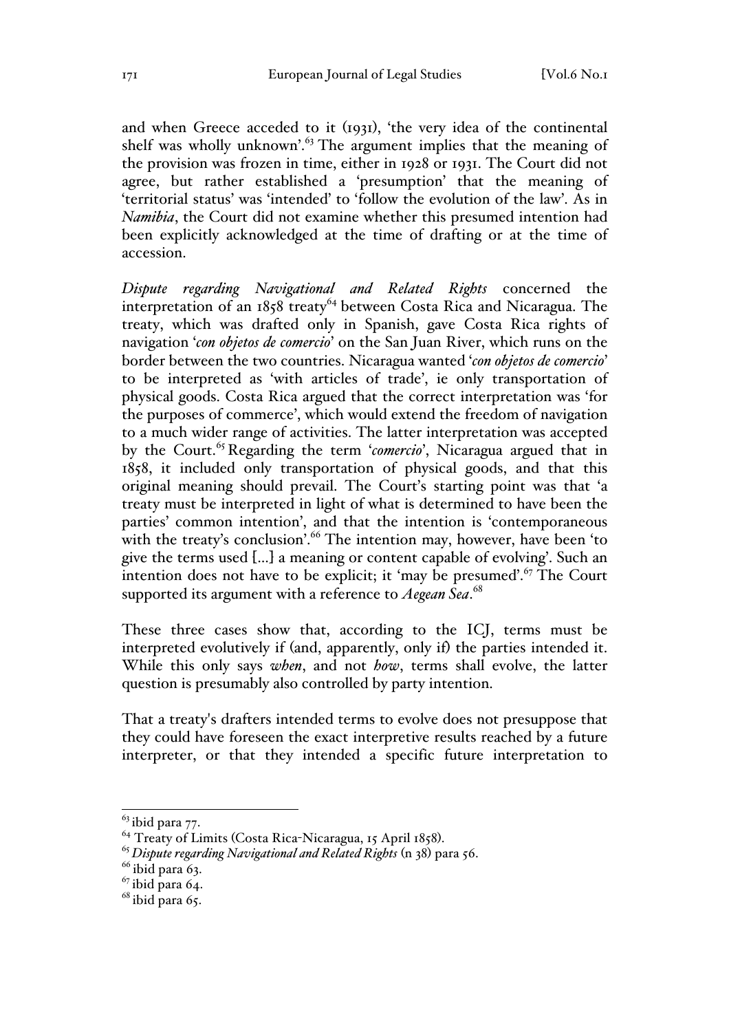and when Greece acceded to it (1931), 'the very idea of the continental shelf was wholly unknown'.[63] The argument implies that the meaning of the provision was frozen in time, either in 1928 or 1931. The Court did not agree, but rather established a 'presumption' that the meaning of 'territorial status' was 'intended' to 'follow the evolution of the law'. As in *Namibia*, the Court did not examine whether this presumed intention had been explicitly acknowledged at the time of drafting or at the time of accession.

*Dispute regarding Navigational and Related Rights* concerned the interpretation of an 1858 treaty[64] between Costa Rica and Nicaragua. The treaty, which was drafted only in Spanish, gave Costa Rica rights of navigation '*con objetos de comercio*' on the San Juan River, which runs on the border between the two countries. Nicaragua wanted '*con objetos de comercio*' to be interpreted as 'with articles of trade', ie only transportation of physical goods. Costa Rica argued that the correct interpretation was 'for the purposes of commerce', which would extend the freedom of navigation to a much wider range of activities. The latter interpretation was accepted by the Court.[65] Regarding the term '*comercio*', Nicaragua argued that in 1858, it included only transportation of physical goods, and that this original meaning should prevail. The Court's starting point was that 'a treaty must be interpreted in light of what is determined to have been the parties' common intention', and that the intention is 'contemporaneous with the treaty's conclusion'.[66] The intention may, however, have been 'to give the terms used […] a meaning or content capable of evolving'. Such an intention does not have to be explicit; it 'may be presumed'.[67] The Court supported its argument with a reference to *Aegean Sea*.[68]

These three cases show that, according to the ICJ, terms must be interpreted evolutively if (and, apparently, only if) the parties intended it. While this only says *when*, and not *how*, terms shall evolve, the latter question is presumably also controlled by party intention.

That a treaty's drafters intended terms to evolve does not presuppose that they could have foreseen the exact interpretive results reached by a future interpreter, or that they intended a specific future interpretation to

[63] ibid para 77.
[64] Treaty of Limits (Costa Rica-Nicaragua, 15 April 1858).
[65] *Dispute regarding Navigational and Related Rights* (n 38) para 56.
[66] ibid para 63.
[67] ibid para 64.
[68] ibid para 65.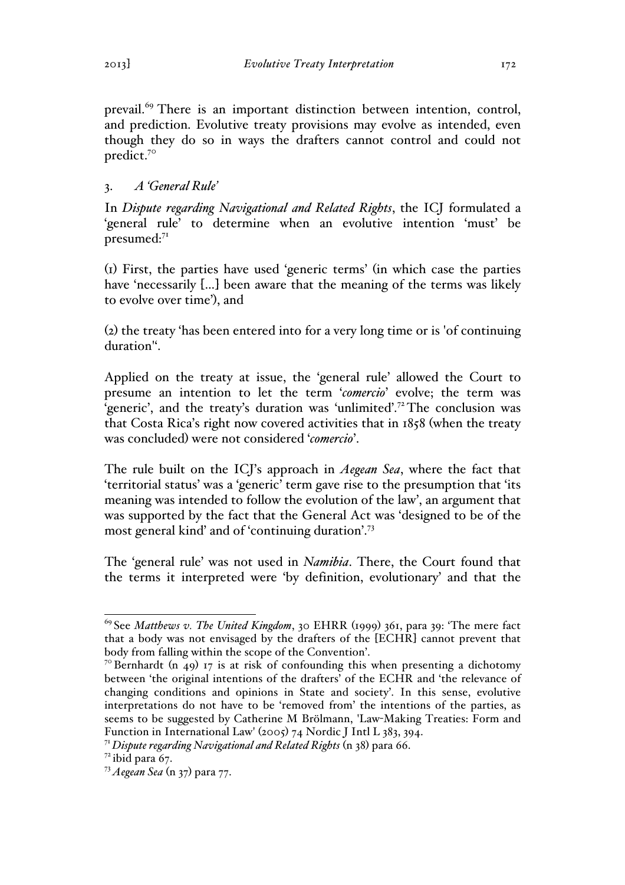prevail.[69] There is an important distinction between intention, control, and prediction. Evolutive treaty provisions may evolve as intended, even though they do so in ways the drafters cannot control and could not predict.[70]

### 3. *A 'General Rule'*

In *Dispute regarding Navigational and Related Rights*, the ICJ formulated a 'general rule' to determine when an evolutive intention 'must' be presumed:[71]

(1) First, the parties have used 'generic terms' (in which case the parties have 'necessarily [...] been aware that the meaning of the terms was likely to evolve over time'), and

(2) the treaty 'has been entered into for a very long time or is 'of continuing duration''.

Applied on the treaty at issue, the 'general rule' allowed the Court to presume an intention to let the term '*comercio*' evolve; the term was 'generic', and the treaty's duration was 'unlimited'.[72] The conclusion was that Costa Rica's right now covered activities that in 1858 (when the treaty was concluded) were not considered '*comercio*'.

The rule built on the ICJ's approach in *Aegean Sea*, where the fact that 'territorial status' was a 'generic' term gave rise to the presumption that 'its meaning was intended to follow the evolution of the law', an argument that was supported by the fact that the General Act was 'designed to be of the most general kind' and of 'continuing duration'.[73]

The 'general rule' was not used in *Namibia*. There, the Court found that the terms it interpreted were 'by definition, evolutionary' and that the

---

[69] See *Matthews v. The United Kingdom*, 30 EHRR (1999) 361, para 39: 'The mere fact that a body was not envisaged by the drafters of the [ECHR] cannot prevent that body from falling within the scope of the Convention'.

[70] Bernhardt (n 49) 17 is at risk of confounding this when presenting a dichotomy between 'the original intentions of the drafters' of the ECHR and 'the relevance of changing conditions and opinions in State and society'. In this sense, evolutive interpretations do not have to be 'removed from' the intentions of the parties, as seems to be suggested by Catherine M Brölmann, 'Law-Making Treaties: Form and Function in International Law' (2005) 74 Nordic J Intl L 383, 394.

[71] *Dispute regarding Navigational and Related Rights* (n 38) para 66.

[72] ibid para 67.

[73] *Aegean Sea* (n 37) para 77.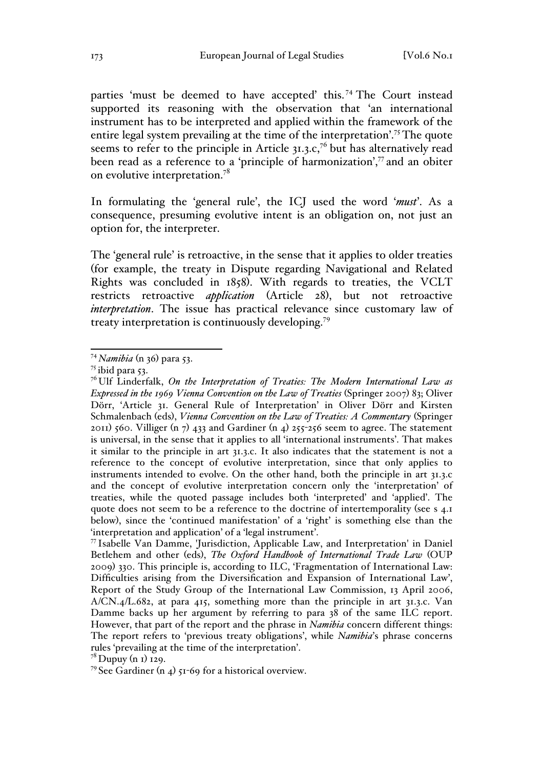parties 'must be deemed to have accepted' this.[74] The Court instead supported its reasoning with the observation that 'an international instrument has to be interpreted and applied within the framework of the entire legal system prevailing at the time of the interpretation'.[75] The quote seems to refer to the principle in Article 31.3.c,[76] but has alternatively read been read as a reference to a 'principle of harmonization',[77] and an obiter on evolutive interpretation.[78]

In formulating the 'general rule', the ICJ used the word '***must***'. As a consequence, presuming evolutive intent is an obligation on, not just an option for, the interpreter.

The 'general rule' is retroactive, in the sense that it applies to older treaties (for example, the treaty in Dispute regarding Navigational and Related Rights was concluded in 1858). With regards to treaties, the VCLT restricts retroactive *application* (Article 28), but not retroactive *interpretation*. The issue has practical relevance since customary law of treaty interpretation is continuously developing.[79]

---

[74] *Namibia* (n 36) para 53.

[75] ibid para 53.

[76] Ulf Linderfalk, *On the Interpretation of Treaties: The Modern International Law as Expressed in the 1969 Vienna Convention on the Law of Treaties* (Springer 2007) 83; Oliver Dörr, 'Article 31. General Rule of Interpretation' in Oliver Dörr and Kirsten Schmalenbach (eds), *Vienna Convention on the Law of Treaties: A Commentary* (Springer 2011) 560. Villiger (n 7) 433 and Gardiner (n 4) 255-256 seem to agree. The statement is universal, in the sense that it applies to all 'international instruments'. That makes it similar to the principle in art 31.3.c. It also indicates that the statement is not a reference to the concept of evolutive interpretation, since that only applies to instruments intended to evolve. On the other hand, both the principle in art 31.3.c and the concept of evolutive interpretation concern only the 'interpretation' of treaties, while the quoted passage includes both 'interpreted' and 'applied'. The quote does not seem to be a reference to the doctrine of intertemporality (see s 4.1 below), since the 'continued manifestation' of a 'right' is something else than the 'interpretation and application' of a 'legal instrument'.

[77] Isabelle Van Damme, 'Jurisdiction, Applicable Law, and Interpretation' in Daniel Betlehem and other (eds), *The Oxford Handbook of International Trade Law* (OUP 2009) 330. This principle is, according to ILC, 'Fragmentation of International Law: Difficulties arising from the Diversification and Expansion of International Law', Report of the Study Group of the International Law Commission, 13 April 2006, A/CN.4/L.682, at para 415, something more than the principle in art 31.3.c. Van Damme backs up her argument by referring to para 38 of the same ILC report. However, that part of the report and the phrase in *Namibia* concern different things: The report refers to 'previous treaty obligations', while *Namibia*'s phrase concerns rules 'prevailing at the time of the interpretation'.

[78] Dupuy (n 1) 129.

[79] See Gardiner (n 4) 51-69 for a historical overview.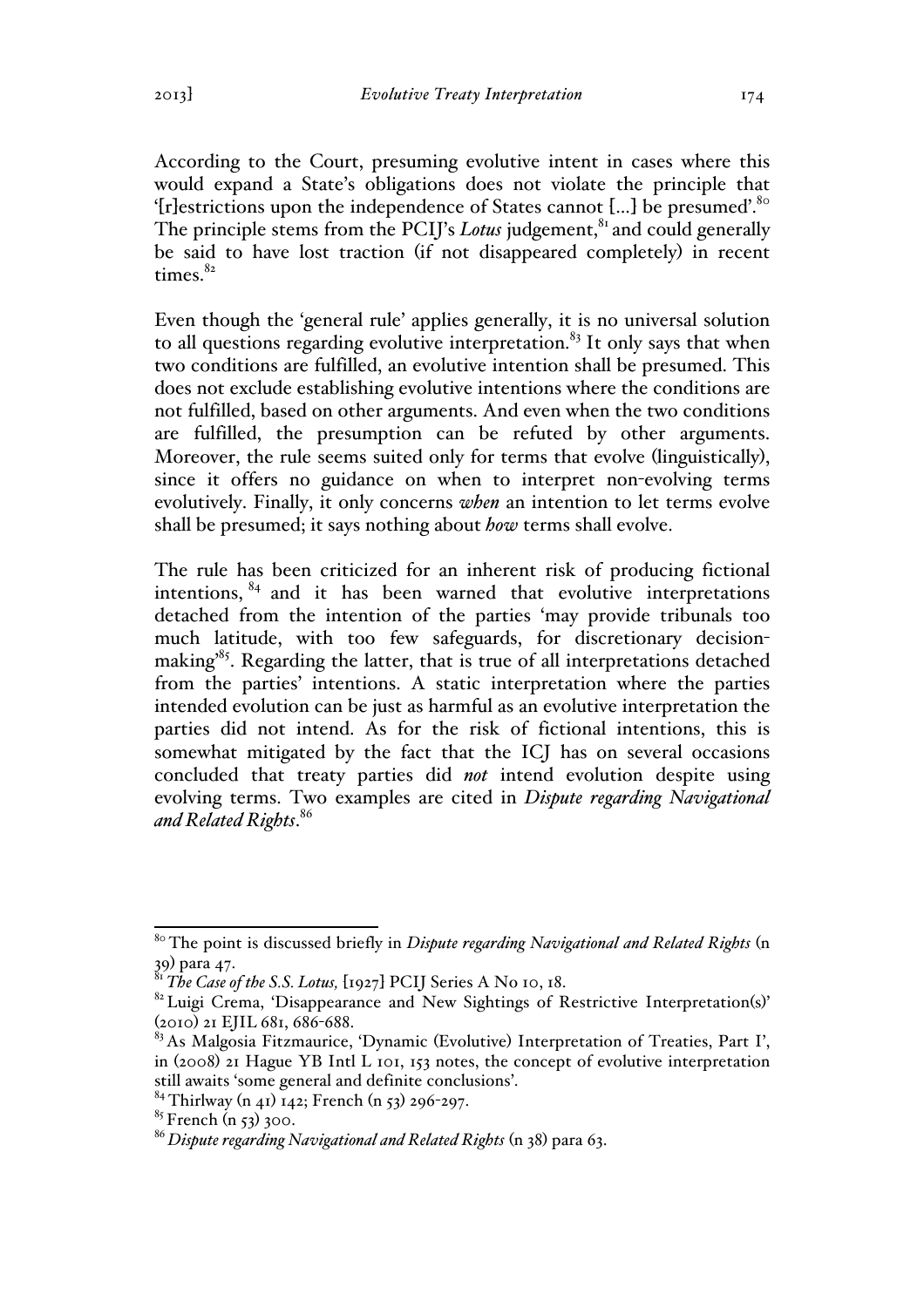According to the Court, presuming evolutive intent in cases where this would expand a State's obligations does not violate the principle that '[r]estrictions upon the independence of States cannot [...] be presumed'.[80] The principle stems from the PCIJ's *Lotus* judgement,[81] and could generally be said to have lost traction (if not disappeared completely) in recent times.[82]

Even though the 'general rule' applies generally, it is no universal solution to all questions regarding evolutive interpretation.[83] It only says that when two conditions are fulfilled, an evolutive intention shall be presumed. This does not exclude establishing evolutive intentions where the conditions are not fulfilled, based on other arguments. And even when the two conditions are fulfilled, the presumption can be refuted by other arguments. Moreover, the rule seems suited only for terms that evolve (linguistically), since it offers no guidance on when to interpret non-evolving terms evolutively. Finally, it only concerns ***when*** an intention to let terms evolve shall be presumed; it says nothing about ***how*** terms shall evolve.

The rule has been criticized for an inherent risk of producing fictional intentions, [84] and it has been warned that evolutive interpretations detached from the intention of the parties 'may provide tribunals too much latitude, with too few safeguards, for discretionary decision-making'[85]. Regarding the latter, that is true of all interpretations detached from the parties' intentions. A static interpretation where the parties intended evolution can be just as harmful as an evolutive interpretation the parties did not intend. As for the risk of fictional intentions, this is somewhat mitigated by the fact that the ICJ has on several occasions concluded that treaty parties did ***not*** intend evolution despite using evolving terms. Two examples are cited in *Dispute regarding Navigational and Related Rights*.[86]

---

[80] The point is discussed briefly in *Dispute regarding Navigational and Related Rights* (n 39) para 47.

[81] *The Case of the S.S. Lotus,* [1927] PCIJ Series A No 10, 18.

[82] Luigi Crema, 'Disappearance and New Sightings of Restrictive Interpretation(s)' (2010) 21 EJIL 681, 686-688.

[83] As Malgosia Fitzmaurice, 'Dynamic (Evolutive) Interpretation of Treaties, Part I', in (2008) 21 Hague YB Intl L 101, 153 notes, the concept of evolutive interpretation still awaits 'some general and definite conclusions'.

[84] Thirlway (n 41) 142; French (n 53) 296-297.

[85] French (n 53) 300.

[86] *Dispute regarding Navigational and Related Rights* (n 38) para 63.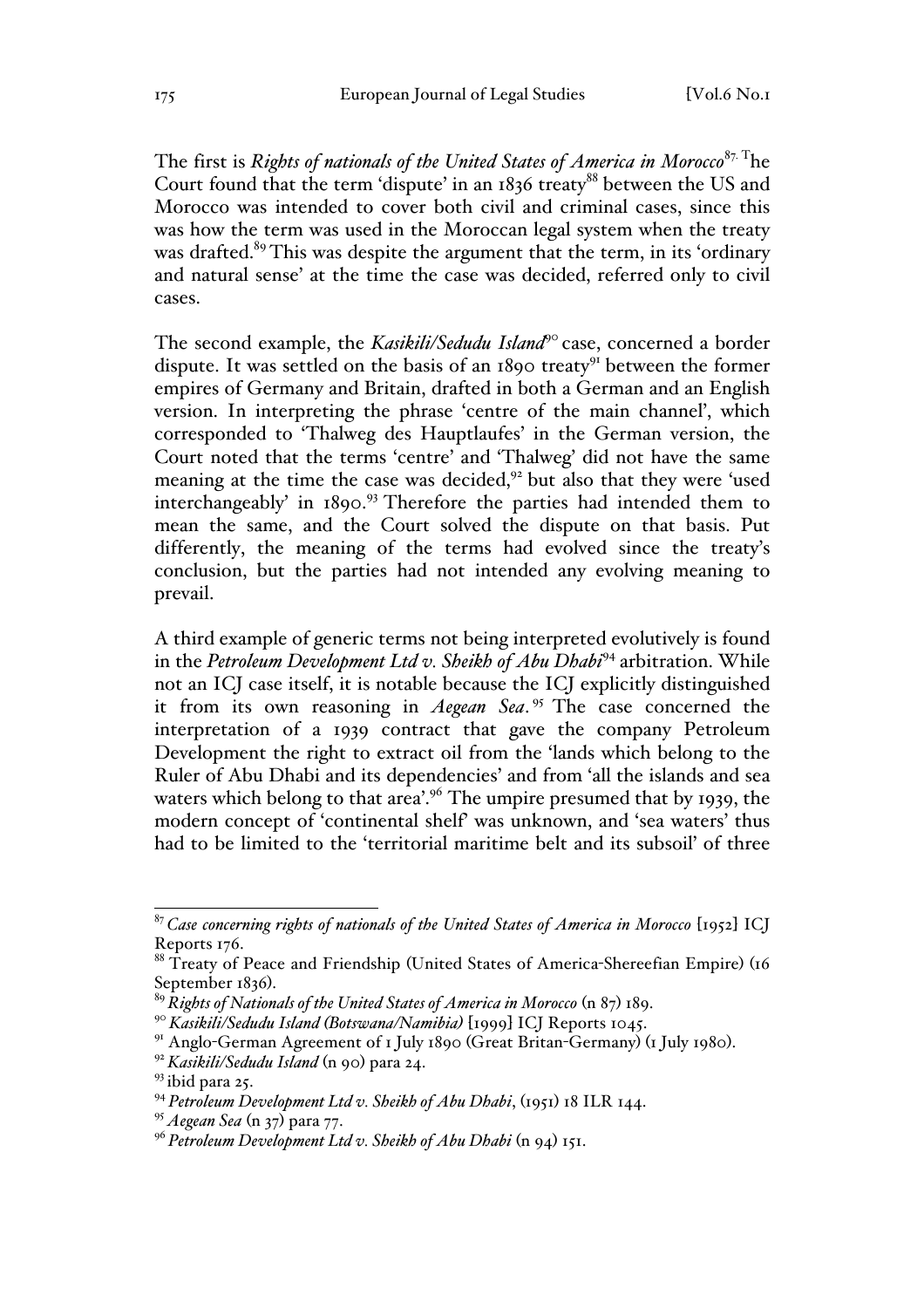The first is *Rights of nationals of the United States of America in Morocco*[87]. The Court found that the term 'dispute' in an 1836 treaty[88] between the US and Morocco was intended to cover both civil and criminal cases, since this was how the term was used in the Moroccan legal system when the treaty was drafted.[89] This was despite the argument that the term, in its 'ordinary and natural sense' at the time the case was decided, referred only to civil cases.

The second example, the *Kasikili/Sedudu Island*[90] case, concerned a border dispute. It was settled on the basis of an 1890 treaty[91] between the former empires of Germany and Britain, drafted in both a German and an English version. In interpreting the phrase 'centre of the main channel', which corresponded to 'Thalweg des Hauptlaufes' in the German version, the Court noted that the terms 'centre' and 'Thalweg' did not have the same meaning at the time the case was decided,[92] but also that they were 'used interchangeably' in 1890.[93] Therefore the parties had intended them to mean the same, and the Court solved the dispute on that basis. Put differently, the meaning of the terms had evolved since the treaty's conclusion, but the parties had not intended any evolving meaning to prevail.

A third example of generic terms not being interpreted evolutively is found in the *Petroleum Development Ltd v. Sheikh of Abu Dhabi*[94] arbitration. While not an ICJ case itself, it is notable because the ICJ explicitly distinguished it from its own reasoning in *Aegean Sea*.[95] The case concerned the interpretation of a 1939 contract that gave the company Petroleum Development the right to extract oil from the 'lands which belong to the Ruler of Abu Dhabi and its dependencies' and from 'all the islands and sea waters which belong to that area'.[96] The umpire presumed that by 1939, the modern concept of 'continental shelf' was unknown, and 'sea waters' thus had to be limited to the 'territorial maritime belt and its subsoil' of three

---

[87] *Case concerning rights of nationals of the United States of America in Morocco* [1952] ICJ Reports 176.

[88] Treaty of Peace and Friendship (United States of America-Shereefian Empire) (16 September 1836).

[89] *Rights of Nationals of the United States of America in Morocco* (n 87) 189.

[90] *Kasikili/Sedudu Island (Botswana/Namibia)* [1999] ICJ Reports 1045.

[91] Anglo-German Agreement of 1 July 1890 (Great Britan-Germany) (1 July 1980).

[92] *Kasikili/Sedudu Island* (n 90) para 24.

[93] ibid para 25.

[94] *Petroleum Development Ltd v. Sheikh of Abu Dhabi*, (1951) 18 ILR 144.

[95] *Aegean Sea* (n 37) para 77.

[96] *Petroleum Development Ltd v. Sheikh of Abu Dhabi* (n 94) 151.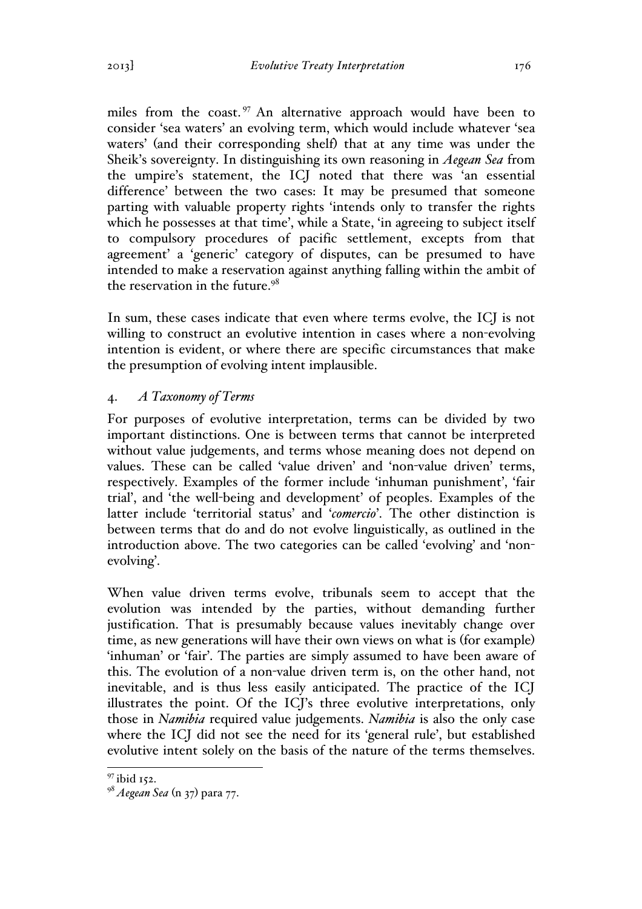miles from the coast.[97] An alternative approach would have been to consider 'sea waters' an evolving term, which would include whatever 'sea waters' (and their corresponding shelf) that at any time was under the Sheik's sovereignty. In distinguishing its own reasoning in *Aegean Sea* from the umpire's statement, the ICJ noted that there was 'an essential difference' between the two cases: It may be presumed that someone parting with valuable property rights 'intends only to transfer the rights which he possesses at that time', while a State, 'in agreeing to subject itself to compulsory procedures of pacific settlement, excepts from that agreement' a 'generic' category of disputes, can be presumed to have intended to make a reservation against anything falling within the ambit of the reservation in the future.[98]

In sum, these cases indicate that even where terms evolve, the ICJ is not willing to construct an evolutive intention in cases where a non-evolving intention is evident, or where there are specific circumstances that make the presumption of evolving intent implausible.

### 4. *A Taxonomy of Terms*

For purposes of evolutive interpretation, terms can be divided by two important distinctions. One is between terms that cannot be interpreted without value judgements, and terms whose meaning does not depend on values. These can be called 'value driven' and 'non-value driven' terms, respectively. Examples of the former include 'inhuman punishment', 'fair trial', and 'the well-being and development' of peoples. Examples of the latter include 'territorial status' and '*comercio*'. The other distinction is between terms that do and do not evolve linguistically, as outlined in the introduction above. The two categories can be called 'evolving' and 'non-evolving'.

When value driven terms evolve, tribunals seem to accept that the evolution was intended by the parties, without demanding further justification. That is presumably because values inevitably change over time, as new generations will have their own views on what is (for example) 'inhuman' or 'fair'. The parties are simply assumed to have been aware of this. The evolution of a non-value driven term is, on the other hand, not inevitable, and is thus less easily anticipated. The practice of the ICJ illustrates the point. Of the ICJ's three evolutive interpretations, only those in *Namibia* required value judgements. *Namibia* is also the only case where the ICJ did not see the need for its 'general rule', but established evolutive intent solely on the basis of the nature of the terms themselves.

[97] ibid 152.

[98] *Aegean Sea* (n 37) para 77.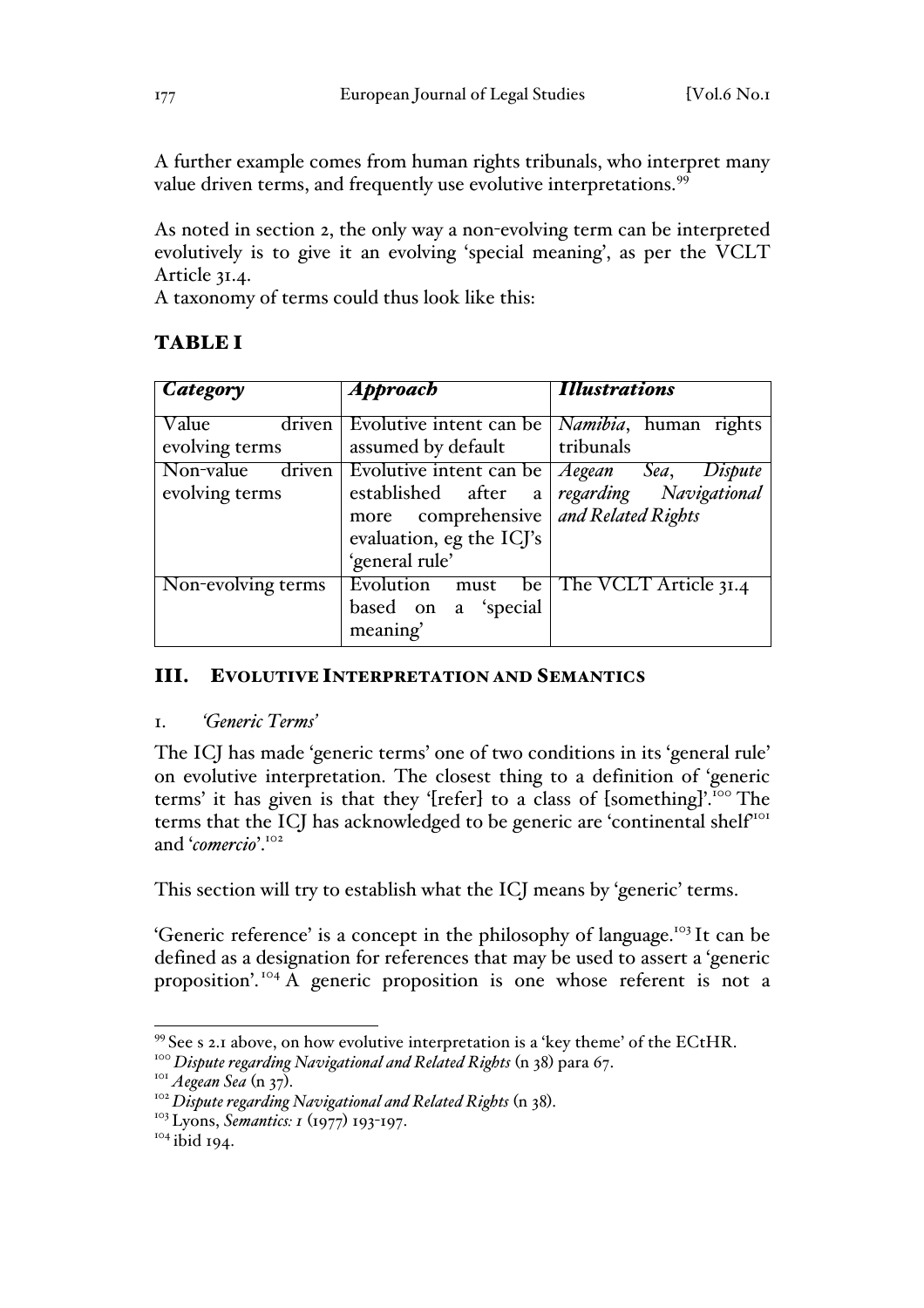A further example comes from human rights tribunals, who interpret many value driven terms, and frequently use evolutive interpretations.[99]

As noted in section 2, the only way a non-evolving term can be interpreted evolutively is to give it an evolving 'special meaning', as per the VCLT Article 31.4.
A taxonomy of terms could thus look like this:

## TABLE I

| *Category* | *Approach* | *Illustrations* |
|---|---|---|
| Value driven evolving terms | Evolutive intent can be assumed by default | *Namibia*, human rights tribunals |
| Non-value driven evolving terms | Evolutive intent can be established after a more comprehensive evaluation, eg the ICJ's 'general rule' | *Aegean Sea*, *Dispute regarding Navigational and Related Rights* |
| Non-evolving terms | Evolution must be based on a 'special meaning' | The VCLT Article 31.4 |

## III. EVOLUTIVE INTERPRETATION AND SEMANTICS

### 1. *'Generic Terms'*

The ICJ has made 'generic terms' one of two conditions in its 'general rule' on evolutive interpretation. The closest thing to a definition of 'generic terms' it has given is that they '[refer] to a class of [something]'.[100] The terms that the ICJ has acknowledged to be generic are 'continental shelf'[101] and '*comercio*'.[102]

This section will try to establish what the ICJ means by 'generic' terms.

'Generic reference' is a concept in the philosophy of language.[103] It can be defined as a designation for references that may be used to assert a 'generic proposition'.[104] A generic proposition is one whose referent is not a

---

[99] See s 2.1 above, on how evolutive interpretation is a 'key theme' of the ECtHR.

[100] *Dispute regarding Navigational and Related Rights* (n 38) para 67.

[101] *Aegean Sea* (n 37).

[102] *Dispute regarding Navigational and Related Rights* (n 38).

[103] Lyons, *Semantics: 1* (1977) 193-197.

[104] ibid 194.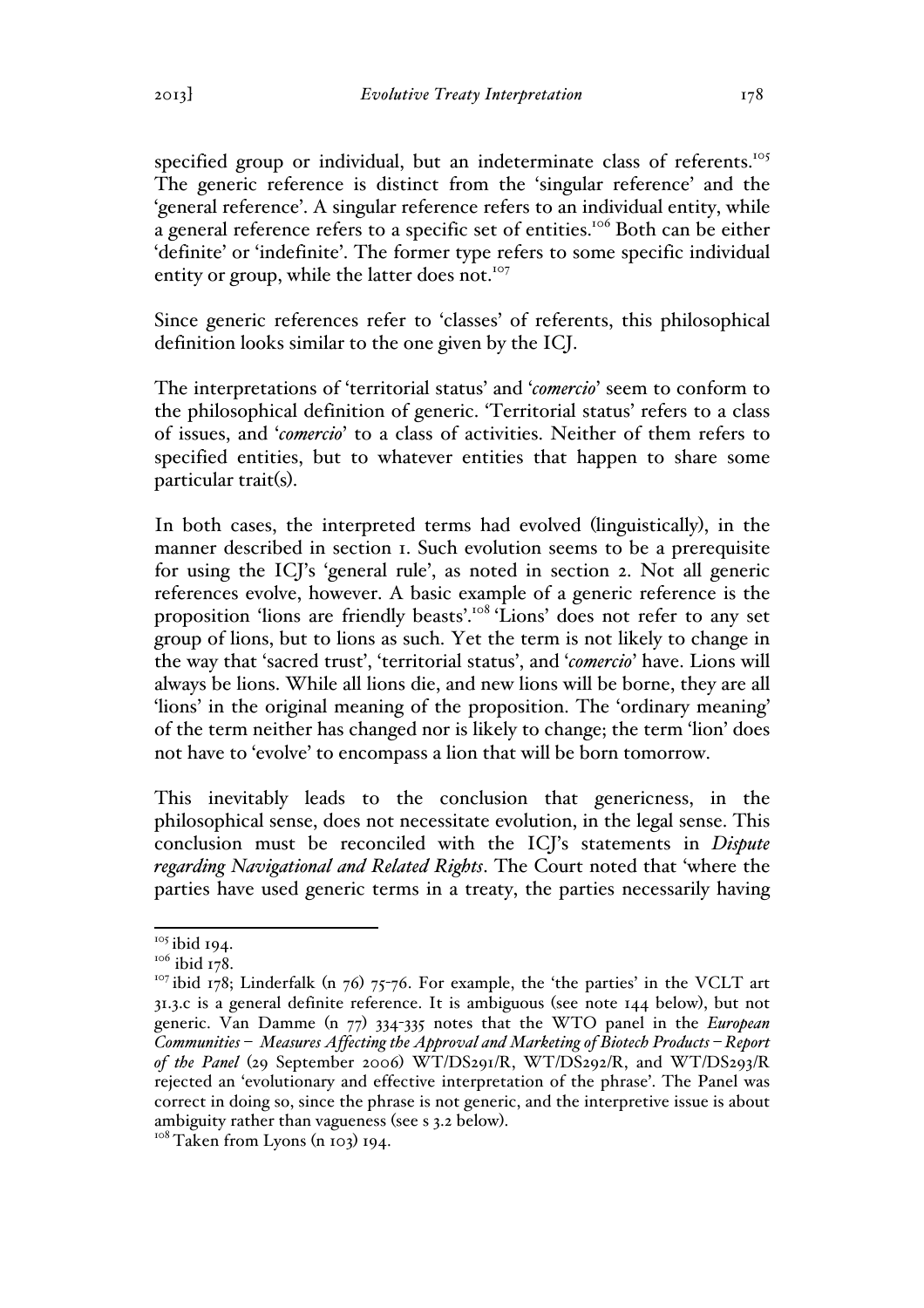specified group or individual, but an indeterminate class of referents.[105] The generic reference is distinct from the 'singular reference' and the 'general reference'. A singular reference refers to an individual entity, while a general reference refers to a specific set of entities.[106] Both can be either 'definite' or 'indefinite'. The former type refers to some specific individual entity or group, while the latter does not.[107]

Since generic references refer to 'classes' of referents, this philosophical definition looks similar to the one given by the ICJ.

The interpretations of 'territorial status' and '*comercio*' seem to conform to the philosophical definition of generic. 'Territorial status' refers to a class of issues, and '*comercio*' to a class of activities. Neither of them refers to specified entities, but to whatever entities that happen to share some particular trait(s).

In both cases, the interpreted terms had evolved (linguistically), in the manner described in section 1. Such evolution seems to be a prerequisite for using the ICJ's 'general rule', as noted in section 2. Not all generic references evolve, however. A basic example of a generic reference is the proposition 'lions are friendly beasts'.[108] 'Lions' does not refer to any set group of lions, but to lions as such. Yet the term is not likely to change in the way that 'sacred trust', 'territorial status', and '*comercio*' have. Lions will always be lions. While all lions die, and new lions will be borne, they are all 'lions' in the original meaning of the proposition. The 'ordinary meaning' of the term neither has changed nor is likely to change; the term 'lion' does not have to 'evolve' to encompass a lion that will be born tomorrow.

This inevitably leads to the conclusion that genericness, in the philosophical sense, does not necessitate evolution, in the legal sense. This conclusion must be reconciled with the ICJ's statements in *Dispute regarding Navigational and Related Rights*. The Court noted that 'where the parties have used generic terms in a treaty, the parties necessarily having

---

[105] ibid 194.

[106] ibid 178.

[107] ibid 178; Linderfalk (n 76) 75-76. For example, the 'the parties' in the VCLT art 31.3.c is a general definite reference. It is ambiguous (see note 144 below), but not generic. Van Damme (n 77) 334-335 notes that the WTO panel in the *European Communities – Measures Affecting the Approval and Marketing of Biotech Products – Report of the Panel* (29 September 2006) WT/DS291/R, WT/DS292/R, and WT/DS293/R rejected an 'evolutionary and effective interpretation of the phrase'. The Panel was correct in doing so, since the phrase is not generic, and the interpretive issue is about ambiguity rather than vagueness (see s 3.2 below).

[108] Taken from Lyons (n 103) 194.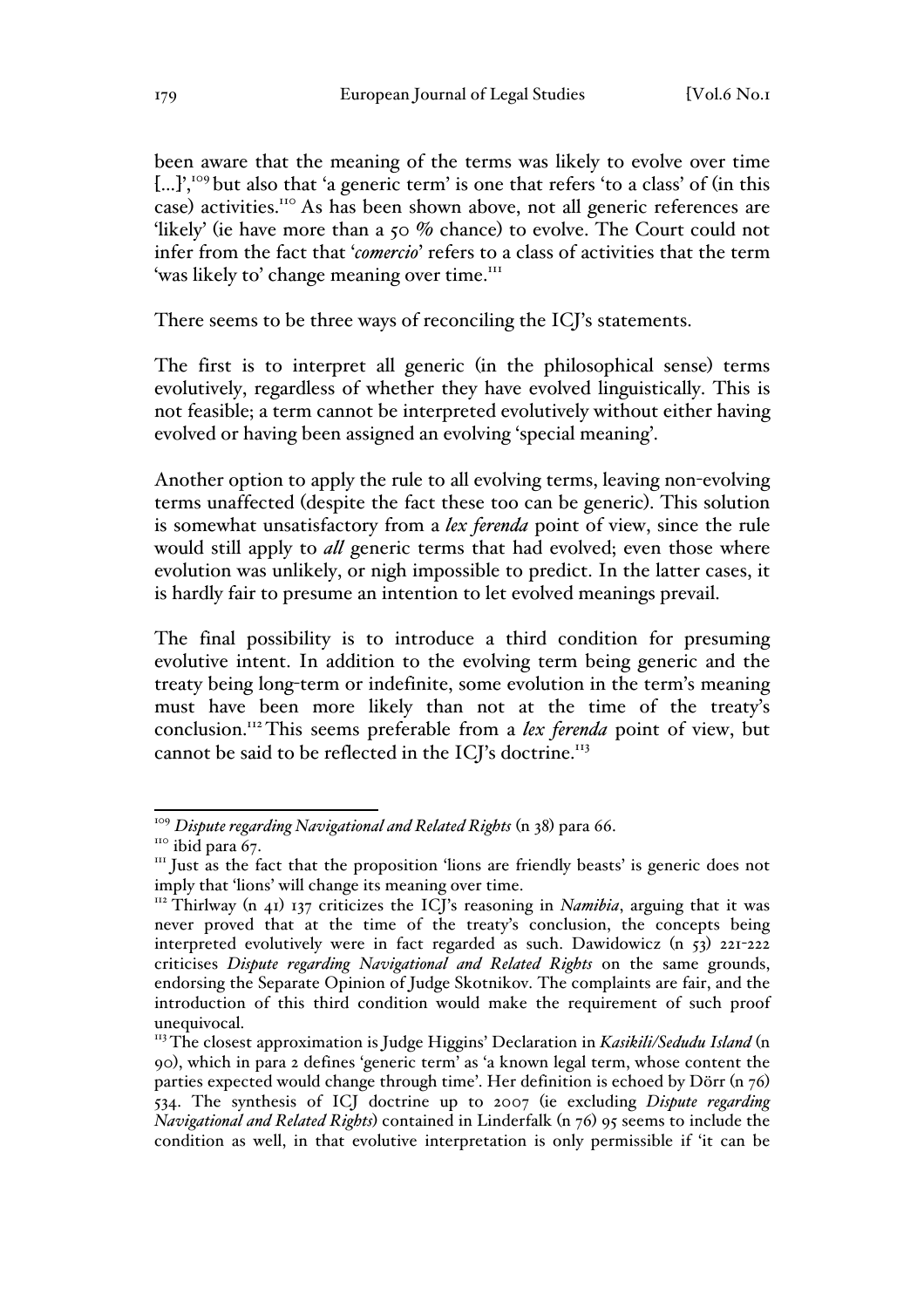been aware that the meaning of the terms was likely to evolve over time […]',[109] but also that 'a generic term' is one that refers 'to a class' of (in this case) activities.[110] As has been shown above, not all generic references are 'likely' (ie have more than a 50 % chance) to evolve. The Court could not infer from the fact that '*comercio*' refers to a class of activities that the term 'was likely to' change meaning over time.[111]

There seems to be three ways of reconciling the ICJ's statements.

The first is to interpret all generic (in the philosophical sense) terms evolutively, regardless of whether they have evolved linguistically. This is not feasible; a term cannot be interpreted evolutively without either having evolved or having been assigned an evolving 'special meaning'.

Another option to apply the rule to all evolving terms, leaving non-evolving terms unaffected (despite the fact these too can be generic). This solution is somewhat unsatisfactory from a *lex ferenda* point of view, since the rule would still apply to ***all*** generic terms that had evolved; even those where evolution was unlikely, or nigh impossible to predict. In the latter cases, it is hardly fair to presume an intention to let evolved meanings prevail.

The final possibility is to introduce a third condition for presuming evolutive intent. In addition to the evolving term being generic and the treaty being long-term or indefinite, some evolution in the term's meaning must have been more likely than not at the time of the treaty's conclusion.[112] This seems preferable from a *lex ferenda* point of view, but cannot be said to be reflected in the ICJ's doctrine.[113]

---

[109] *Dispute regarding Navigational and Related Rights* (n 38) para 66.

[110] ibid para 67.

[111] Just as the fact that the proposition 'lions are friendly beasts' is generic does not imply that 'lions' will change its meaning over time.

[112] Thirlway (n 41) 137 criticizes the ICJ's reasoning in *Namibia*, arguing that it was never proved that at the time of the treaty's conclusion, the concepts being interpreted evolutively were in fact regarded as such. Dawidowicz (n 53) 221-222 criticises *Dispute regarding Navigational and Related Rights* on the same grounds, endorsing the Separate Opinion of Judge Skotnikov. The complaints are fair, and the introduction of this third condition would make the requirement of such proof unequivocal.

[113] The closest approximation is Judge Higgins' Declaration in *Kasikili/Sedudu Island* (n 90), which in para 2 defines 'generic term' as 'a known legal term, whose content the parties expected would change through time'. Her definition is echoed by Dörr (n 76) 534. The synthesis of ICJ doctrine up to 2007 (ie excluding *Dispute regarding Navigational and Related Rights*) contained in Linderfalk (n 76) 95 seems to include the condition as well, in that evolutive interpretation is only permissible if 'it can be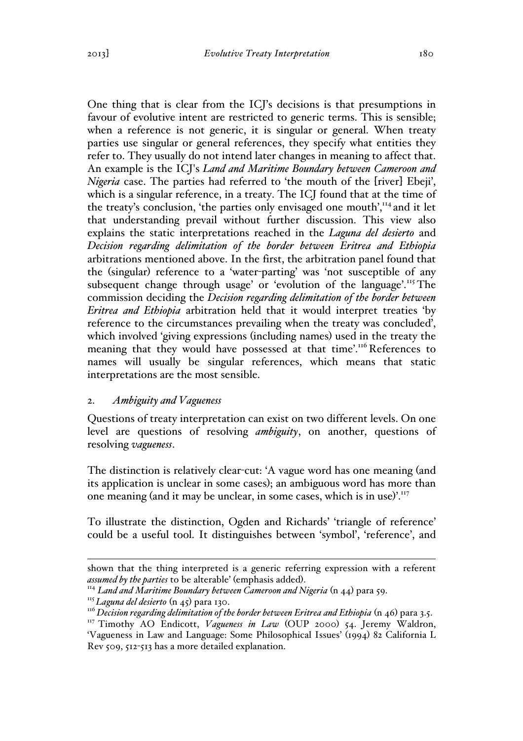One thing that is clear from the ICJ's decisions is that presumptions in favour of evolutive intent are restricted to generic terms. This is sensible; when a reference is not generic, it is singular or general. When treaty parties use singular or general references, they specify what entities they refer to. They usually do not intend later changes in meaning to affect that. An example is the ICJ's *Land and Maritime Boundary between Cameroon and Nigeria* case. The parties had referred to 'the mouth of the [river] Ebeji', which is a singular reference, in a treaty. The ICJ found that at the time of the treaty's conclusion, 'the parties only envisaged one mouth',[114] and it let that understanding prevail without further discussion. This view also explains the static interpretations reached in the *Laguna del desierto* and *Decision regarding delimitation of the border between Eritrea and Ethiopia* arbitrations mentioned above. In the first, the arbitration panel found that the (singular) reference to a 'water-parting' was 'not susceptible of any subsequent change through usage' or 'evolution of the language'.[115] The commission deciding the *Decision regarding delimitation of the border between Eritrea and Ethiopia* arbitration held that it would interpret treaties 'by reference to the circumstances prevailing when the treaty was concluded', which involved 'giving expressions (including names) used in the treaty the meaning that they would have possessed at that time'.[116] References to names will usually be singular references, which means that static interpretations are the most sensible.

## 2. *Ambiguity and Vagueness*

Questions of treaty interpretation can exist on two different levels. On one level are questions of resolving *ambiguity*, on another, questions of resolving *vagueness*.

The distinction is relatively clear-cut: 'A vague word has one meaning (and its application is unclear in some cases); an ambiguous word has more than one meaning (and it may be unclear, in some cases, which is in use)'.[117]

To illustrate the distinction, Ogden and Richards' 'triangle of reference' could be a useful tool. It distinguishes between 'symbol', 'reference', and

---

shown that the thing interpreted is a generic referring expression with a referent *assumed by the parties* to be alterable' (emphasis added).

[114] *Land and Maritime Boundary between Cameroon and Nigeria* (n 44) para 59.

[115] *Laguna del desierto* (n 45) para 130.

[116] *Decision regarding delimitation of the border between Eritrea and Ethiopia* (n 46) para 3.5.

[117] Timothy AO Endicott, *Vagueness in Law* (OUP 2000) 54. Jeremy Waldron, 'Vagueness in Law and Language: Some Philosophical Issues' (1994) 82 California L Rev 509, 512-513 has a more detailed explanation.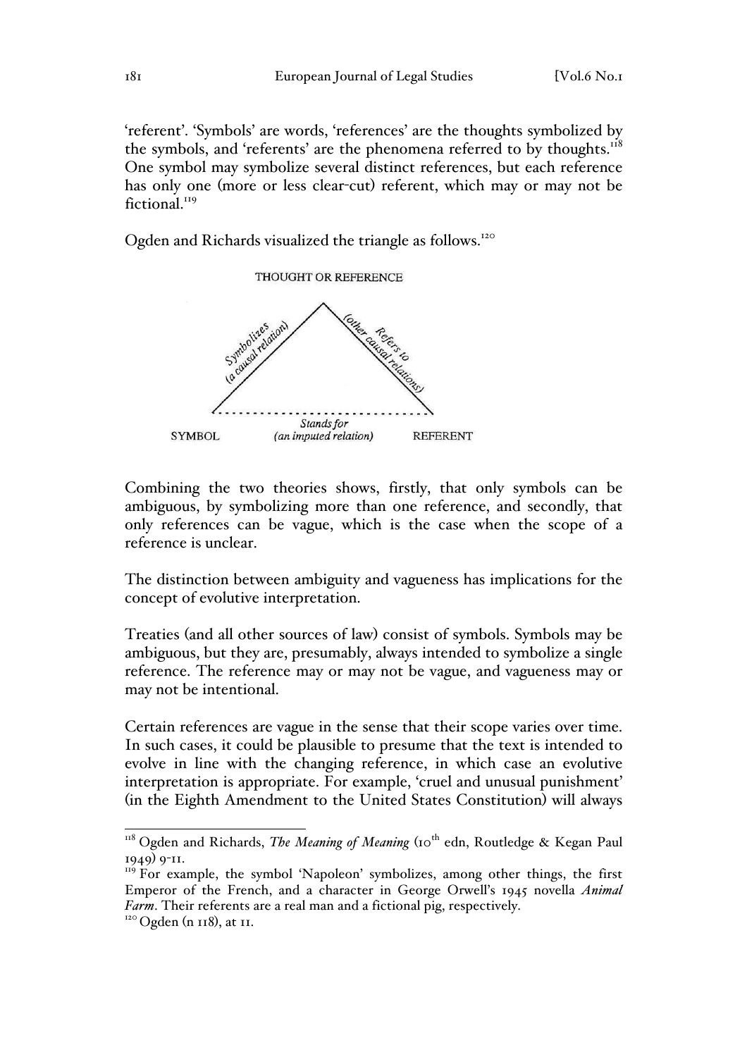'referent'. 'Symbols' are words, 'references' are the thoughts symbolized by the symbols, and 'referents' are the phenomena referred to by thoughts.[118] One symbol may symbolize several distinct references, but each reference has only one (more or less clear-cut) referent, which may or may not be fictional.[119]

Ogden and Richards visualized the triangle as follows.[120]

THOUGHT OR REFERENCE

Symbolizes (a causal relation)

Refers to (other causal relations)

SYMBOL

Stands for (an imputed relation)

REFERENT

Combining the two theories shows, firstly, that only symbols can be ambiguous, by symbolizing more than one reference, and secondly, that only references can be vague, which is the case when the scope of a reference is unclear.

The distinction between ambiguity and vagueness has implications for the concept of evolutive interpretation.

Treaties (and all other sources of law) consist of symbols. Symbols may be ambiguous, but they are, presumably, always intended to symbolize a single reference. The reference may or may not be vague, and vagueness may or may not be intentional.

Certain references are vague in the sense that their scope varies over time. In such cases, it could be plausible to presume that the text is intended to evolve in line with the changing reference, in which case an evolutive interpretation is appropriate. For example, 'cruel and unusual punishment' (in the Eighth Amendment to the United States Constitution) will always

---

[118] Ogden and Richards, *The Meaning of Meaning* (10th edn, Routledge & Kegan Paul 1949) 9-11.

[119] For example, the symbol 'Napoleon' symbolizes, among other things, the first Emperor of the French, and a character in George Orwell's 1945 novella *Animal Farm*. Their referents are a real man and a fictional pig, respectively.

[120] Ogden (n 118), at 11.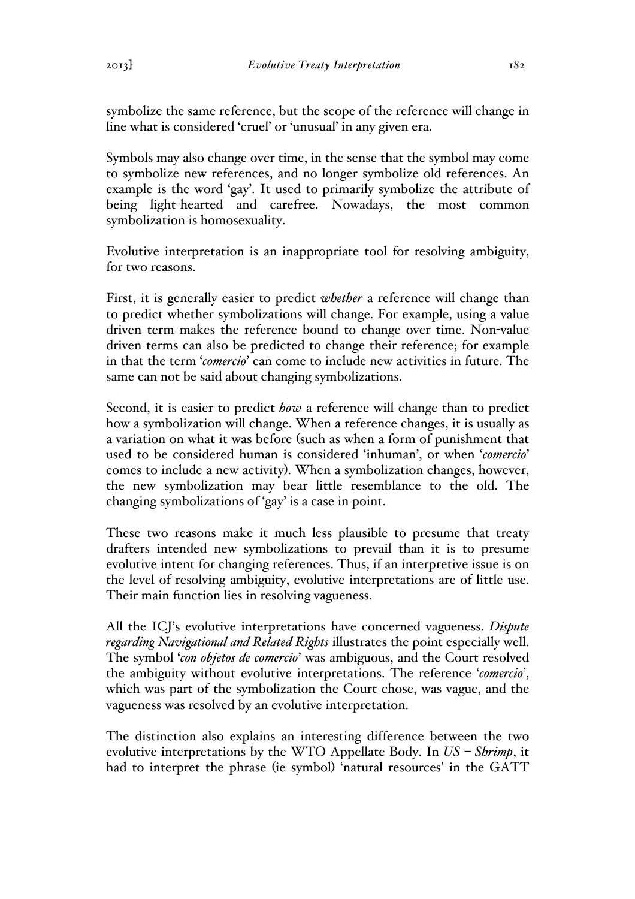symbolize the same reference, but the scope of the reference will change in line what is considered 'cruel' or 'unusual' in any given era.

Symbols may also change over time, in the sense that the symbol may come to symbolize new references, and no longer symbolize old references. An example is the word 'gay'. It used to primarily symbolize the attribute of being light-hearted and carefree. Nowadays, the most common symbolization is homosexuality.

Evolutive interpretation is an inappropriate tool for resolving ambiguity, for two reasons.

First, it is generally easier to predict *whether* a reference will change than to predict whether symbolizations will change. For example, using a value driven term makes the reference bound to change over time. Non-value driven terms can also be predicted to change their reference; for example in that the term '*comercio*' can come to include new activities in future. The same can not be said about changing symbolizations.

Second, it is easier to predict *how* a reference will change than to predict how a symbolization will change. When a reference changes, it is usually as a variation on what it was before (such as when a form of punishment that used to be considered human is considered 'inhuman', or when '*comercio*' comes to include a new activity). When a symbolization changes, however, the new symbolization may bear little resemblance to the old. The changing symbolizations of 'gay' is a case in point.

These two reasons make it much less plausible to presume that treaty drafters intended new symbolizations to prevail than it is to presume evolutive intent for changing references. Thus, if an interpretive issue is on the level of resolving ambiguity, evolutive interpretations are of little use. Their main function lies in resolving vagueness.

All the ICJ's evolutive interpretations have concerned vagueness. ***Dispute regarding Navigational and Related Rights*** illustrates the point especially well. The symbol '*con objetos de comercio*' was ambiguous, and the Court resolved the ambiguity without evolutive interpretations. The reference '*comercio*', which was part of the symbolization the Court chose, was vague, and the vagueness was resolved by an evolutive interpretation.

The distinction also explains an interesting difference between the two evolutive interpretations by the WTO Appellate Body. In *US – Shrimp*, it had to interpret the phrase (ie symbol) 'natural resources' in the GATT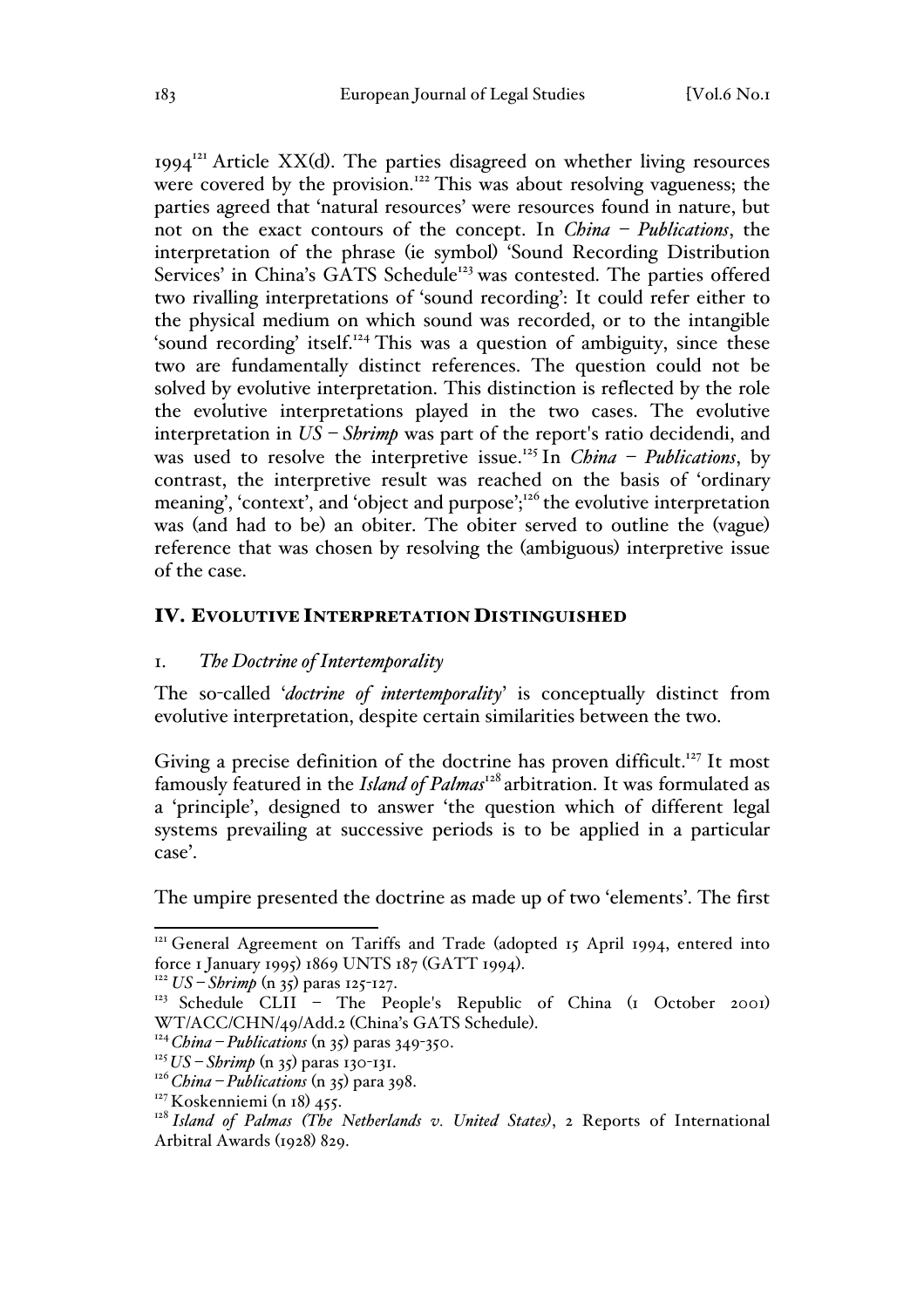1994[121] Article XX(d). The parties disagreed on whether living resources were covered by the provision.[122] This was about resolving vagueness; the parties agreed that 'natural resources' were resources found in nature, but not on the exact contours of the concept. In *China – Publications*, the interpretation of the phrase (ie symbol) 'Sound Recording Distribution Services' in China's GATS Schedule[123] was contested. The parties offered two rivalling interpretations of 'sound recording': It could refer either to the physical medium on which sound was recorded, or to the intangible 'sound recording' itself.[124] This was a question of ambiguity, since these two are fundamentally distinct references. The question could not be solved by evolutive interpretation. This distinction is reflected by the role the evolutive interpretations played in the two cases. The evolutive interpretation in *US – Shrimp* was part of the report's ratio decidendi, and was used to resolve the interpretive issue.[125] In *China – Publications*, by contrast, the interpretive result was reached on the basis of 'ordinary meaning', 'context', and 'object and purpose';[126] the evolutive interpretation was (and had to be) an obiter. The obiter served to outline the (vague) reference that was chosen by resolving the (ambiguous) interpretive issue of the case.

## IV. EVOLUTIVE INTERPRETATION DISTINGUISHED

### 1. *The Doctrine of Intertemporality*

The so-called '*doctrine of intertemporality*' is conceptually distinct from evolutive interpretation, despite certain similarities between the two.

Giving a precise definition of the doctrine has proven difficult.[127] It most famously featured in the *Island of Palmas*[128] arbitration. It was formulated as a 'principle', designed to answer 'the question which of different legal systems prevailing at successive periods is to be applied in a particular case'.

The umpire presented the doctrine as made up of two 'elements'. The first

---

[121] General Agreement on Tariffs and Trade (adopted 15 April 1994, entered into force 1 January 1995) 1869 UNTS 187 (GATT 1994).

[122] *US – Shrimp* (n 35) paras 125-127.

[123] Schedule CLII – The People's Republic of China (1 October 2001) WT/ACC/CHN/49/Add.2 (China's GATS Schedule).

[124] *China – Publications* (n 35) paras 349-350.

[125] *US – Shrimp* (n 35) paras 130-131.

[126] *China – Publications* (n 35) para 398.

[127] Koskenniemi (n 18) 455.

[128] *Island of Palmas (The Netherlands v. United States)*, 2 Reports of International Arbitral Awards (1928) 829.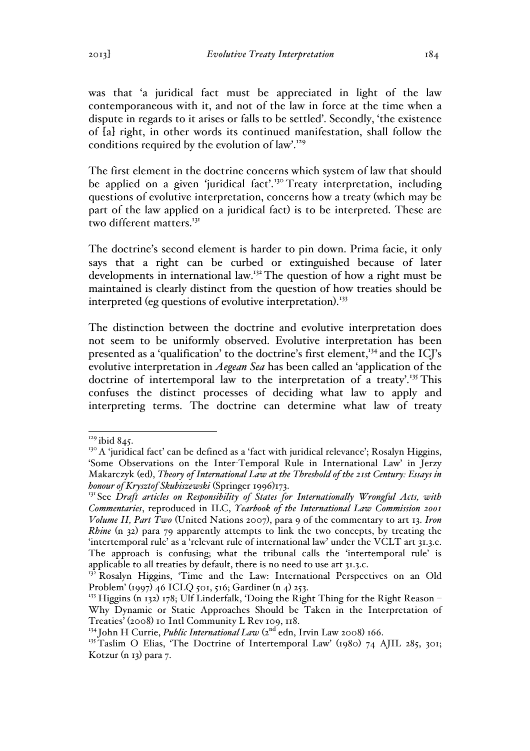was that 'a juridical fact must be appreciated in light of the law contemporaneous with it, and not of the law in force at the time when a dispute in regards to it arises or falls to be settled'. Secondly, 'the existence of [a] right, in other words its continued manifestation, shall follow the conditions required by the evolution of law'.[129]

The first element in the doctrine concerns which system of law that should be applied on a given 'juridical fact'.[130] Treaty interpretation, including questions of evolutive interpretation, concerns how a treaty (which may be part of the law applied on a juridical fact) is to be interpreted. These are two different matters.[131]

The doctrine's second element is harder to pin down. Prima facie, it only says that a right can be curbed or extinguished because of later developments in international law.[132] The question of how a right must be maintained is clearly distinct from the question of how treaties should be interpreted (eg questions of evolutive interpretation).[133]

The distinction between the doctrine and evolutive interpretation does not seem to be uniformly observed. Evolutive interpretation has been presented as a 'qualification' to the doctrine's first element,[134] and the ICJ's evolutive interpretation in *Aegean Sea* has been called an 'application of the doctrine of intertemporal law to the interpretation of a treaty'.[135] This confuses the distinct processes of deciding what law to apply and interpreting terms. The doctrine can determine what law of treaty

---

[129] ibid 845.

[130] A 'juridical fact' can be defined as a 'fact with juridical relevance'; Rosalyn Higgins, 'Some Observations on the Inter-Temporal Rule in International Law' in Jerzy Makarczyk (ed), *Theory of International Law at the Threshold of the 21st Century: Essays in honour of Krysztof Skubiszewski* (Springer 1996)173.

[131] See *Draft articles on Responsibility of States for Internationally Wrongful Acts, with Commentaries*, reproduced in ILC, *Yearbook of the International Law Commission 2001 Volume II, Part Two* (United Nations 2007), para 9 of the commentary to art 13. *Iron Rhine* (n 32) para 79 apparently attempts to link the two concepts, by treating the 'intertemporal rule' as a 'relevant rule of international law' under the VCLT art 31.3.c. The approach is confusing; what the tribunal calls the 'intertemporal rule' is applicable to all treaties by default, there is no need to use art 31.3.c.

[132] Rosalyn Higgins, 'Time and the Law: International Perspectives on an Old Problem' (1997) 46 ICLQ 501, 516; Gardiner (n 4) 253.

[133] Higgins (n 132) 178; Ulf Linderfalk, 'Doing the Right Thing for the Right Reason – Why Dynamic or Static Approaches Should be Taken in the Interpretation of Treaties' (2008) 10 Intl Community L Rev 109, 118.

[134] John H Currie, *Public International Law* (2nd edn, Irvin Law 2008) 166.

[135] Taslim O Elias, 'The Doctrine of Intertemporal Law' (1980) 74 AJIL 285, 301; Kotzur (n 13) para 7.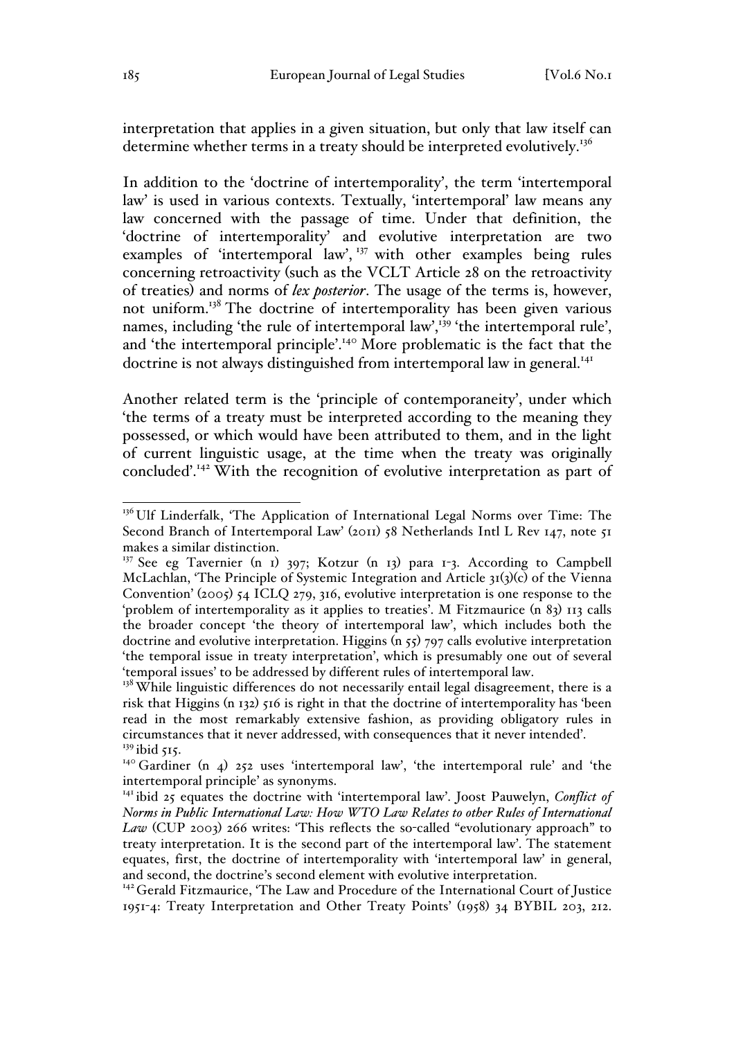interpretation that applies in a given situation, but only that law itself can determine whether terms in a treaty should be interpreted evolutively.[136]

In addition to the 'doctrine of intertemporality', the term 'intertemporal law' is used in various contexts. Textually, 'intertemporal' law means any law concerned with the passage of time. Under that definition, the 'doctrine of intertemporality' and evolutive interpretation are two examples of 'intertemporal law', [137] with other examples being rules concerning retroactivity (such as the VCLT Article 28 on the retroactivity of treaties) and norms of *lex posterior*. The usage of the terms is, however, not uniform.[138] The doctrine of intertemporality has been given various names, including 'the rule of intertemporal law',[139] 'the intertemporal rule', and 'the intertemporal principle'.[140] More problematic is the fact that the doctrine is not always distinguished from intertemporal law in general.[141]

Another related term is the 'principle of contemporaneity', under which 'the terms of a treaty must be interpreted according to the meaning they possessed, or which would have been attributed to them, and in the light of current linguistic usage, at the time when the treaty was originally concluded'.[142] With the recognition of evolutive interpretation as part of

---

[136] Ulf Linderfalk, 'The Application of International Legal Norms over Time: The Second Branch of Intertemporal Law' (2011) 58 Netherlands Intl L Rev 147, note 51 makes a similar distinction.

[137] See eg Tavernier (n 1) 397; Kotzur (n 13) para 1-3. According to Campbell McLachlan, 'The Principle of Systemic Integration and Article 31(3)(c) of the Vienna Convention' (2005) 54 ICLQ 279, 316, evolutive interpretation is one response to the 'problem of intertemporality as it applies to treaties'. M Fitzmaurice (n 83) 113 calls the broader concept 'the theory of intertemporal law', which includes both the doctrine and evolutive interpretation. Higgins (n 55) 797 calls evolutive interpretation 'the temporal issue in treaty interpretation', which is presumably one out of several 'temporal issues' to be addressed by different rules of intertemporal law.

[138] While linguistic differences do not necessarily entail legal disagreement, there is a risk that Higgins (n 132) 516 is right in that the doctrine of intertemporality has 'been read in the most remarkably extensive fashion, as providing obligatory rules in circumstances that it never addressed, with consequences that it never intended'.

[139] ibid 515.

[140] Gardiner (n 4) 252 uses 'intertemporal law', 'the intertemporal rule' and 'the intertemporal principle' as synonyms.

[141] ibid 25 equates the doctrine with 'intertemporal law'. Joost Pauwelyn, *Conflict of Norms in Public International Law: How WTO Law Relates to other Rules of International Law* (CUP 2003) 266 writes: 'This reflects the so-called "evolutionary approach" to treaty interpretation. It is the second part of the intertemporal law'. The statement equates, first, the doctrine of intertemporality with 'intertemporal law' in general, and second, the doctrine's second element with evolutive interpretation.

[142] Gerald Fitzmaurice, 'The Law and Procedure of the International Court of Justice 1951-4: Treaty Interpretation and Other Treaty Points' (1958) 34 BYBIL 203, 212.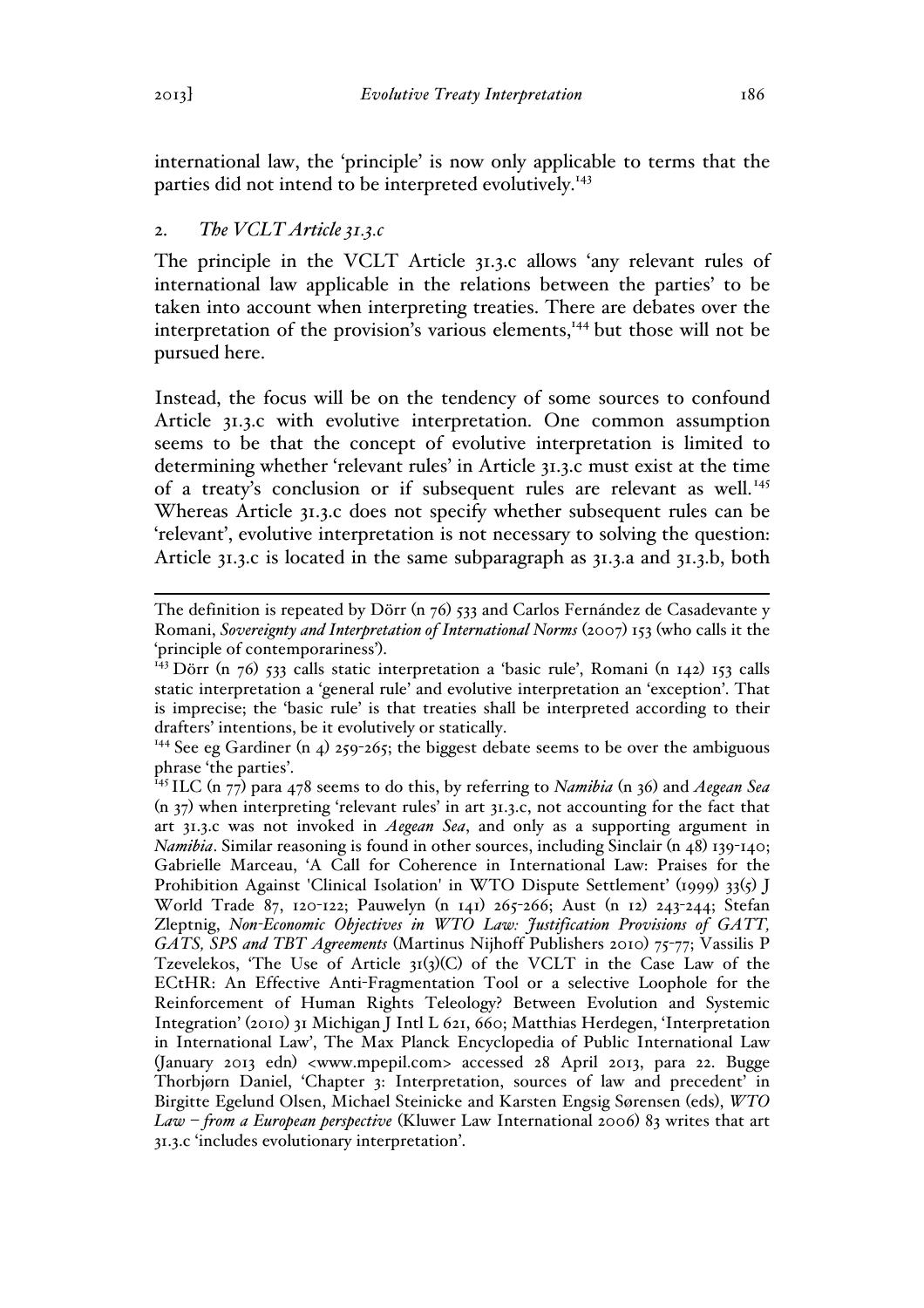international law, the 'principle' is now only applicable to terms that the parties did not intend to be interpreted evolutively.[143]

## 2. *The VCLT Article 31.3.c*

The principle in the VCLT Article 31.3.c allows 'any relevant rules of international law applicable in the relations between the parties' to be taken into account when interpreting treaties. There are debates over the interpretation of the provision's various elements,[144] but those will not be pursued here.

Instead, the focus will be on the tendency of some sources to confound Article 31.3.c with evolutive interpretation. One common assumption seems to be that the concept of evolutive interpretation is limited to determining whether 'relevant rules' in Article 31.3.c must exist at the time of a treaty's conclusion or if subsequent rules are relevant as well.[145] Whereas Article 31.3.c does not specify whether subsequent rules can be 'relevant', evolutive interpretation is not necessary to solving the question: Article 31.3.c is located in the same subparagraph as 31.3.a and 31.3.b, both

---

The definition is repeated by Dörr (n 76) 533 and Carlos Fernández de Casadevante y Romani, *Sovereignty and Interpretation of International Norms* (2007) 153 (who calls it the 'principle of contemporariness').

[143] Dörr (n 76) 533 calls static interpretation a 'basic rule', Romani (n 142) 153 calls static interpretation a 'general rule' and evolutive interpretation an 'exception'. That is imprecise; the 'basic rule' is that treaties shall be interpreted according to their drafters' intentions, be it evolutively or statically.

[144] See eg Gardiner (n 4) 259-265; the biggest debate seems to be over the ambiguous phrase 'the parties'.

[145] ILC (n 77) para 478 seems to do this, by referring to *Namibia* (n 36) and *Aegean Sea* (n 37) when interpreting 'relevant rules' in art 31.3.c, not accounting for the fact that art 31.3.c was not invoked in *Aegean Sea*, and only as a supporting argument in *Namibia*. Similar reasoning is found in other sources, including Sinclair (n 48) 139-140; Gabrielle Marceau, 'A Call for Coherence in International Law: Praises for the Prohibition Against 'Clinical Isolation' in WTO Dispute Settlement' (1999) 33(5) J World Trade 87, 120-122; Pauwelyn (n 141) 265-266; Aust (n 12) 243-244; Stefan Zleptnig, *Non-Economic Objectives in WTO Law: Justification Provisions of GATT, GATS, SPS and TBT Agreements* (Martinus Nijhoff Publishers 2010) 75-77; Vassilis P Tzevelekos, 'The Use of Article 31(3)(C) of the VCLT in the Case Law of the ECtHR: An Effective Anti-Fragmentation Tool or a selective Loophole for the Reinforcement of Human Rights Teleology? Between Evolution and Systemic Integration' (2010) 31 Michigan J Intl L 621, 660; Matthias Herdegen, 'Interpretation in International Law', The Max Planck Encyclopedia of Public International Law (January 2013 edn) <www.mpepil.com> accessed 28 April 2013, para 22. Bugge Thorbjørn Daniel, 'Chapter 3: Interpretation, sources of law and precedent' in Birgitte Egelund Olsen, Michael Steinicke and Karsten Engsig Sørensen (eds), *WTO Law – from a European perspective* (Kluwer Law International 2006) 83 writes that art 31.3.c 'includes evolutionary interpretation'.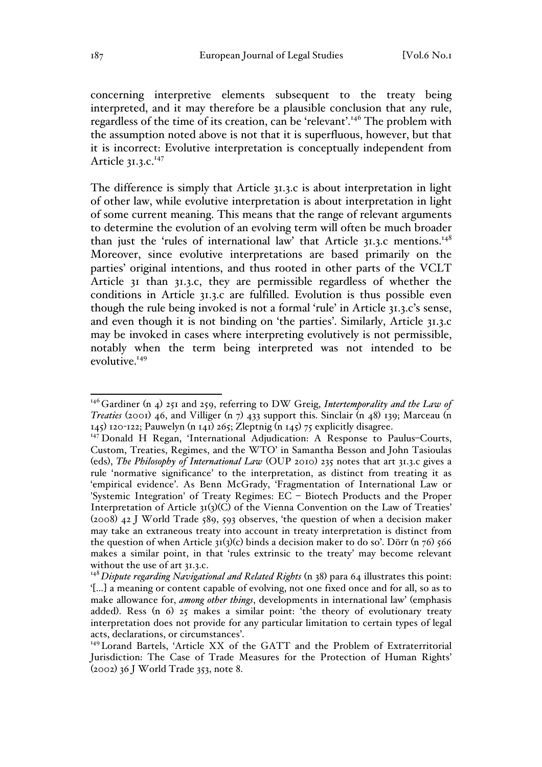concerning interpretive elements subsequent to the treaty being interpreted, and it may therefore be a plausible conclusion that any rule, regardless of the time of its creation, can be 'relevant'.[146] The problem with the assumption noted above is not that it is superfluous, however, but that it is incorrect: Evolutive interpretation is conceptually independent from Article 31.3.c.[147]

The difference is simply that Article 31.3.c is about interpretation in light of other law, while evolutive interpretation is about interpretation in light of some current meaning. This means that the range of relevant arguments to determine the evolution of an evolving term will often be much broader than just the 'rules of international law' that Article 31.3.c mentions.[148] Moreover, since evolutive interpretations are based primarily on the parties' original intentions, and thus rooted in other parts of the VCLT Article 31 than 31.3.c, they are permissible regardless of whether the conditions in Article 31.3.c are fulfilled. Evolution is thus possible even though the rule being invoked is not a formal 'rule' in Article 31.3.c's sense, and even though it is not binding on 'the parties'. Similarly, Article 31.3.c may be invoked in cases where interpreting evolutively is not permissible, notably when the term being interpreted was not intended to be evolutive.[149]

---

[146] Gardiner (n 4) 251 and 259, referring to DW Greig, *Intertemporality and the Law of Treaties* (2001) 46, and Villiger (n 7) 433 support this. Sinclair (n 48) 139; Marceau (n 145) 120-122; Pauwelyn (n 141) 265; Zleptnig (n 145) 75 explicitly disagree.

[147] Donald H Regan, 'International Adjudication: A Response to Paulus–Courts, Custom, Treaties, Regimes, and the WTO' in Samantha Besson and John Tasioulas (eds), *The Philosophy of International Law* (OUP 2010) 235 notes that art 31.3.c gives a rule 'normative significance' to the interpretation, as distinct from treating it as 'empirical evidence'. As Benn McGrady, 'Fragmentation of International Law or 'Systemic Integration' of Treaty Regimes: EC – Biotech Products and the Proper Interpretation of Article 31(3)(C) of the Vienna Convention on the Law of Treaties' (2008) 42 J World Trade 589, 593 observes, 'the question of when a decision maker may take an extraneous treaty into account in treaty interpretation is distinct from the question of when Article 31(3)(c) binds a decision maker to do so'. Dörr (n 76) 566 makes a similar point, in that 'rules extrinsic to the treaty' may become relevant without the use of art 31.3.c.

[148] *Dispute regarding Navigational and Related Rights* (n 38) para 64 illustrates this point: '[…] a meaning or content capable of evolving, not one fixed once and for all, so as to make allowance for, *among other things*, developments in international law' (emphasis added). Ress (n 6) 25 makes a similar point: 'the theory of evolutionary treaty interpretation does not provide for any particular limitation to certain types of legal acts, declarations, or circumstances'.

[149] Lorand Bartels, 'Article XX of the GATT and the Problem of Extraterritorial Jurisdiction: The Case of Trade Measures for the Protection of Human Rights' (2002) 36 J World Trade 353, note 8.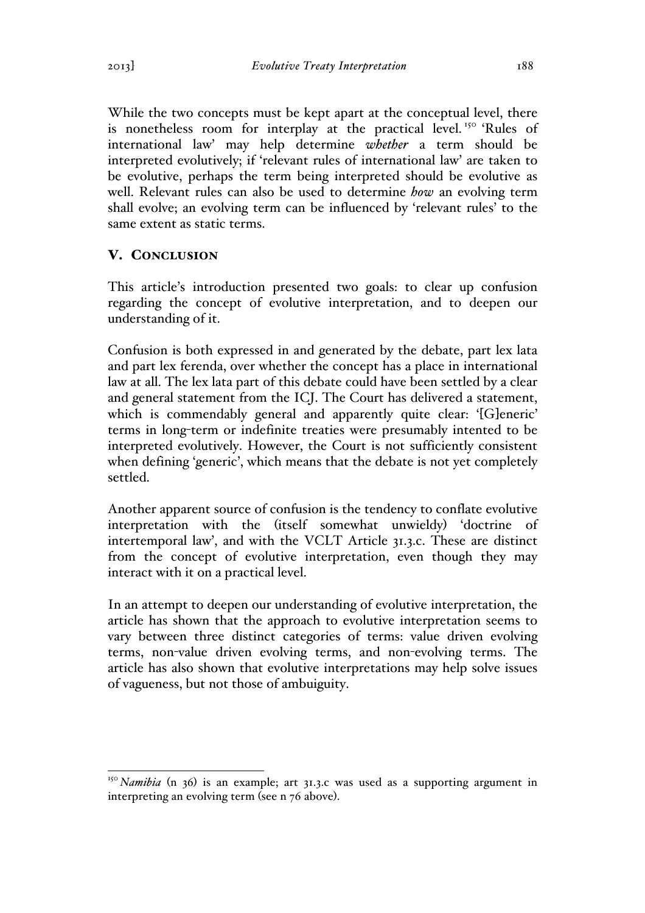While the two concepts must be kept apart at the conceptual level, there is nonetheless room for interplay at the practical level.[150] 'Rules of international law' may help determine *whether* a term should be interpreted evolutively; if 'relevant rules of international law' are taken to be evolutive, perhaps the term being interpreted should be evolutive as well. Relevant rules can also be used to determine *how* an evolving term shall evolve; an evolving term can be influenced by 'relevant rules' to the same extent as static terms.

## V. Conclusion

This article's introduction presented two goals: to clear up confusion regarding the concept of evolutive interpretation, and to deepen our understanding of it.

Confusion is both expressed in and generated by the debate, part lex lata and part lex ferenda, over whether the concept has a place in international law at all. The lex lata part of this debate could have been settled by a clear and general statement from the ICJ. The Court has delivered a statement, which is commendably general and apparently quite clear: '[G]eneric' terms in long-term or indefinite treaties were presumably intented to be interpreted evolutively. However, the Court is not sufficiently consistent when defining 'generic', which means that the debate is not yet completely settled.

Another apparent source of confusion is the tendency to conflate evolutive interpretation with the (itself somewhat unwieldy) 'doctrine of intertemporal law', and with the VCLT Article 31.3.c. These are distinct from the concept of evolutive interpretation, even though they may interact with it on a practical level.

In an attempt to deepen our understanding of evolutive interpretation, the article has shown that the approach to evolutive interpretation seems to vary between three distinct categories of terms: value driven evolving terms, non-value driven evolving terms, and non-evolving terms. The article has also shown that evolutive interpretations may help solve issues of vagueness, but not those of ambuiguity.

---

[150] *Namibia* (n 36) is an example; art 31.3.c was used as a supporting argument in interpreting an evolving term (see n 76 above).